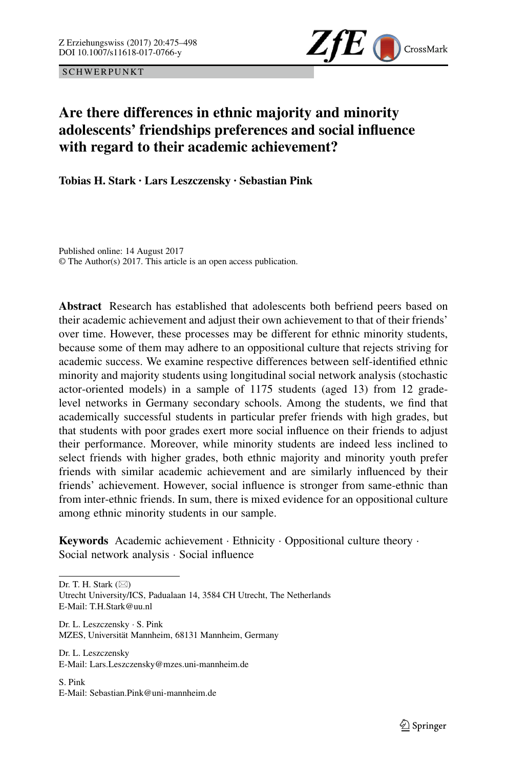SCHWERPUNKT

# Are there differences in ethnic majority and minority adolescents' friendships preferences and social influence with regard to their academic achievement?

**Tobias H. Stark · Lars Leszczensky · Sebastian Pink**

Published online: 14 August 2017
© The Author(s) 2017. This article is an open access publication.

**Abstract** Research has established that adolescents both befriend peers based on their academic achievement and adjust their own achievement to that of their friends' over time. However, these processes may be different for ethnic minority students, because some of them may adhere to an oppositional culture that rejects striving for academic success. We examine respective differences between self-identified ethnic minority and majority students using longitudinal social network analysis (stochastic actor-oriented models) in a sample of 1175 students (aged 13) from 12 grade-level networks in Germany secondary schools. Among the students, we find that academically successful students in particular prefer friends with high grades, but that students with poor grades exert more social influence on their friends to adjust their performance. Moreover, while minority students are indeed less inclined to select friends with higher grades, both ethnic majority and minority youth prefer friends with similar academic achievement and are similarly influenced by their friends' achievement. However, social influence is stronger from same-ethnic than from inter-ethnic friends. In sum, there is mixed evidence for an oppositional culture among ethnic minority students in our sample.

**Keywords** Academic achievement · Ethnicity · Oppositional culture theory · Social network analysis · Social influence

---

Dr. T. H. Stark (✉)
Utrecht University/ICS, Padualaan 14, 3584 CH Utrecht, The Netherlands
E-Mail: T.H.Stark@uu.nl

Dr. L. Leszczensky · S. Pink
MZES, Universität Mannheim, 68131 Mannheim, Germany

Dr. L. Leszczensky
E-Mail: Lars.Leszczensky@mzes.uni-mannheim.de

S. Pink
E-Mail: Sebastian.Pink@uni-mannheim.de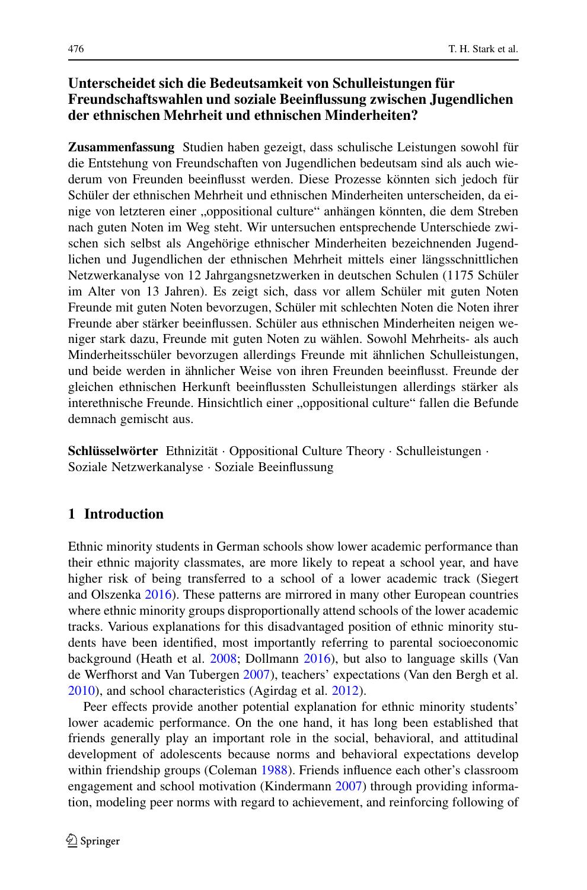## Unterscheidet sich die Bedeutsamkeit von Schulleistungen für Freundschaftswahlen und soziale Beeinflussung zwischen Jugendlichen der ethnischen Mehrheit und ethnischen Minderheiten?

**Zusammenfassung** Studien haben gezeigt, dass schulische Leistungen sowohl für die Entstehung von Freundschaften von Jugendlichen bedeutsam sind als auch wiederum von Freunden beeinflusst werden. Diese Prozesse könnten sich jedoch für Schüler der ethnischen Mehrheit und ethnischen Minderheiten unterscheiden, da einige von letzteren einer „oppositional culture" anhängen könnten, die dem Streben nach guten Noten im Weg steht. Wir untersuchen entsprechende Unterschiede zwischen sich selbst als Angehörige ethnischer Minderheiten bezeichnenden Jugendlichen und Jugendlichen der ethnischen Mehrheit mittels einer längsschnittlichen Netzwerkanalyse von 12 Jahrgangsnetzwerken in deutschen Schulen (1175 Schüler im Alter von 13 Jahren). Es zeigt sich, dass vor allem Schüler mit guten Noten Freunde mit guten Noten bevorzugen, Schüler mit schlechten Noten die Noten ihrer Freunde aber stärker beeinflussen. Schüler aus ethnischen Minderheiten neigen weniger stark dazu, Freunde mit guten Noten zu wählen. Sowohl Mehrheits- als auch Minderheitsschüler bevorzugen allerdings Freunde mit ähnlichen Schulleistungen, und beide werden in ähnlicher Weise von ihren Freunden beeinflusst. Freunde der gleichen ethnischen Herkunft beeinflussten Schulleistungen allerdings stärker als interethnische Freunde. Hinsichtlich einer „oppositional culture" fallen die Befunde demnach gemischt aus.

**Schlüsselwörter** Ethnizität · Oppositional Culture Theory · Schulleistungen · Soziale Netzwerkanalyse · Soziale Beeinflussung

## 1 Introduction

Ethnic minority students in German schools show lower academic performance than their ethnic majority classmates, are more likely to repeat a school year, and have higher risk of being transferred to a school of a lower academic track (Siegert and Olszenka 2016). These patterns are mirrored in many other European countries where ethnic minority groups disproportionally attend schools of the lower academic tracks. Various explanations for this disadvantaged position of ethnic minority students have been identified, most importantly referring to parental socioeconomic background (Heath et al. 2008; Dollmann 2016), but also to language skills (Van de Werfhorst and Van Tubergen 2007), teachers' expectations (Van den Bergh et al. 2010), and school characteristics (Agirdag et al. 2012).

Peer effects provide another potential explanation for ethnic minority students' lower academic performance. On the one hand, it has long been established that friends generally play an important role in the social, behavioral, and attitudinal development of adolescents because norms and behavioral expectations develop within friendship groups (Coleman 1988). Friends influence each other's classroom engagement and school motivation (Kindermann 2007) through providing information, modeling peer norms with regard to achievement, and reinforcing following of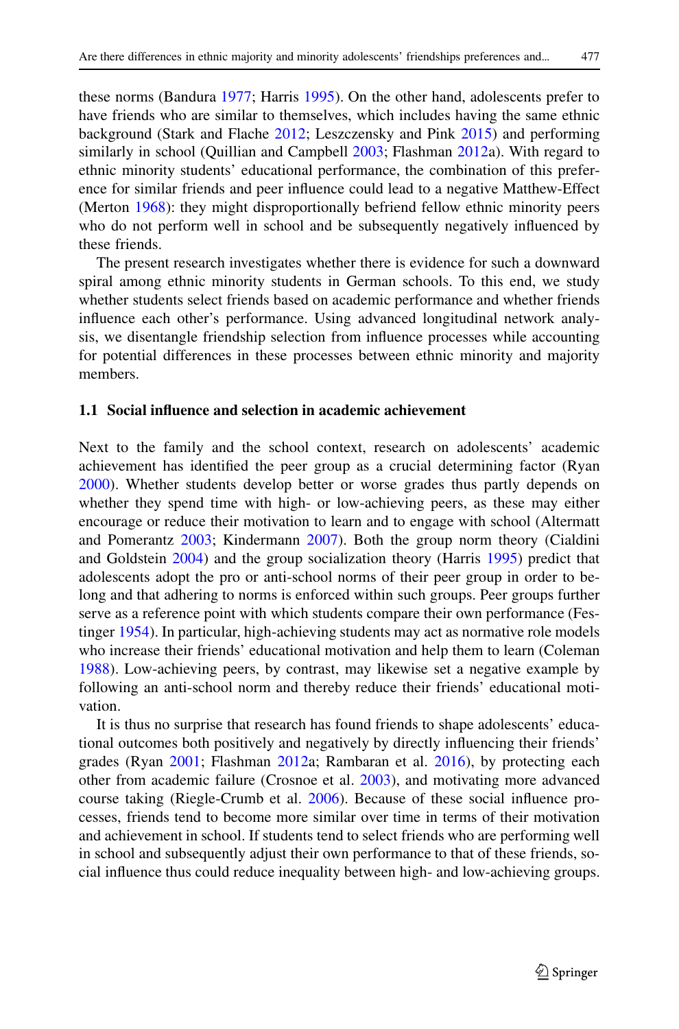these norms (Bandura 1977; Harris 1995). On the other hand, adolescents prefer to have friends who are similar to themselves, which includes having the same ethnic background (Stark and Flache 2012; Leszczensky and Pink 2015) and performing similarly in school (Quillian and Campbell 2003; Flashman 2012a). With regard to ethnic minority students' educational performance, the combination of this preference for similar friends and peer influence could lead to a negative Matthew-Effect (Merton 1968): they might disproportionally befriend fellow ethnic minority peers who do not perform well in school and be subsequently negatively influenced by these friends.

The present research investigates whether there is evidence for such a downward spiral among ethnic minority students in German schools. To this end, we study whether students select friends based on academic performance and whether friends influence each other's performance. Using advanced longitudinal network analysis, we disentangle friendship selection from influence processes while accounting for potential differences in these processes between ethnic minority and majority members.

### 1.1 Social influence and selection in academic achievement

Next to the family and the school context, research on adolescents' academic achievement has identified the peer group as a crucial determining factor (Ryan 2000). Whether students develop better or worse grades thus partly depends on whether they spend time with high- or low-achieving peers, as these may either encourage or reduce their motivation to learn and to engage with school (Altermatt and Pomerantz 2003; Kindermann 2007). Both the group norm theory (Cialdini and Goldstein 2004) and the group socialization theory (Harris 1995) predict that adolescents adopt the pro or anti-school norms of their peer group in order to belong and that adhering to norms is enforced within such groups. Peer groups further serve as a reference point with which students compare their own performance (Festinger 1954). In particular, high-achieving students may act as normative role models who increase their friends' educational motivation and help them to learn (Coleman 1988). Low-achieving peers, by contrast, may likewise set a negative example by following an anti-school norm and thereby reduce their friends' educational motivation.

It is thus no surprise that research has found friends to shape adolescents' educational outcomes both positively and negatively by directly influencing their friends' grades (Ryan 2001; Flashman 2012a; Rambaran et al. 2016), by protecting each other from academic failure (Crosnoe et al. 2003), and motivating more advanced course taking (Riegle-Crumb et al. 2006). Because of these social influence processes, friends tend to become more similar over time in terms of their motivation and achievement in school. If students tend to select friends who are performing well in school and subsequently adjust their own performance to that of these friends, social influence thus could reduce inequality between high- and low-achieving groups.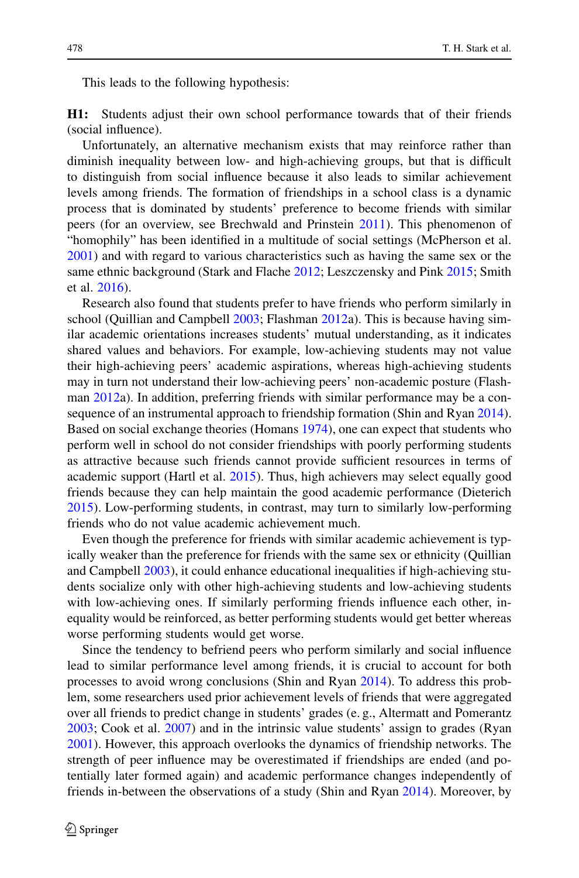This leads to the following hypothesis:

**H1:** Students adjust their own school performance towards that of their friends (social influence).

Unfortunately, an alternative mechanism exists that may reinforce rather than diminish inequality between low- and high-achieving groups, but that is difficult to distinguish from social influence because it also leads to similar achievement levels among friends. The formation of friendships in a school class is a dynamic process that is dominated by students' preference to become friends with similar peers (for an overview, see Brechwald and Prinstein 2011). This phenomenon of "homophily" has been identified in a multitude of social settings (McPherson et al. 2001) and with regard to various characteristics such as having the same sex or the same ethnic background (Stark and Flache 2012; Leszczensky and Pink 2015; Smith et al. 2016).

Research also found that students prefer to have friends who perform similarly in school (Quillian and Campbell 2003; Flashman 2012a). This is because having similar academic orientations increases students' mutual understanding, as it indicates shared values and behaviors. For example, low-achieving students may not value their high-achieving peers' academic aspirations, whereas high-achieving students may in turn not understand their low-achieving peers' non-academic posture (Flashman 2012a). In addition, preferring friends with similar performance may be a consequence of an instrumental approach to friendship formation (Shin and Ryan 2014). Based on social exchange theories (Homans 1974), one can expect that students who perform well in school do not consider friendships with poorly performing students as attractive because such friends cannot provide sufficient resources in terms of academic support (Hartl et al. 2015). Thus, high achievers may select equally good friends because they can help maintain the good academic performance (Dieterich 2015). Low-performing students, in contrast, may turn to similarly low-performing friends who do not value academic achievement much.

Even though the preference for friends with similar academic achievement is typically weaker than the preference for friends with the same sex or ethnicity (Quillian and Campbell 2003), it could enhance educational inequalities if high-achieving students socialize only with other high-achieving students and low-achieving students with low-achieving ones. If similarly performing friends influence each other, inequality would be reinforced, as better performing students would get better whereas worse performing students would get worse.

Since the tendency to befriend peers who perform similarly and social influence lead to similar performance level among friends, it is crucial to account for both processes to avoid wrong conclusions (Shin and Ryan 2014). To address this problem, some researchers used prior achievement levels of friends that were aggregated over all friends to predict change in students' grades (e. g., Altermatt and Pomerantz 2003; Cook et al. 2007) and in the intrinsic value students' assign to grades (Ryan 2001). However, this approach overlooks the dynamics of friendship networks. The strength of peer influence may be overestimated if friendships are ended (and potentially later formed again) and academic performance changes independently of friends in-between the observations of a study (Shin and Ryan 2014). Moreover, by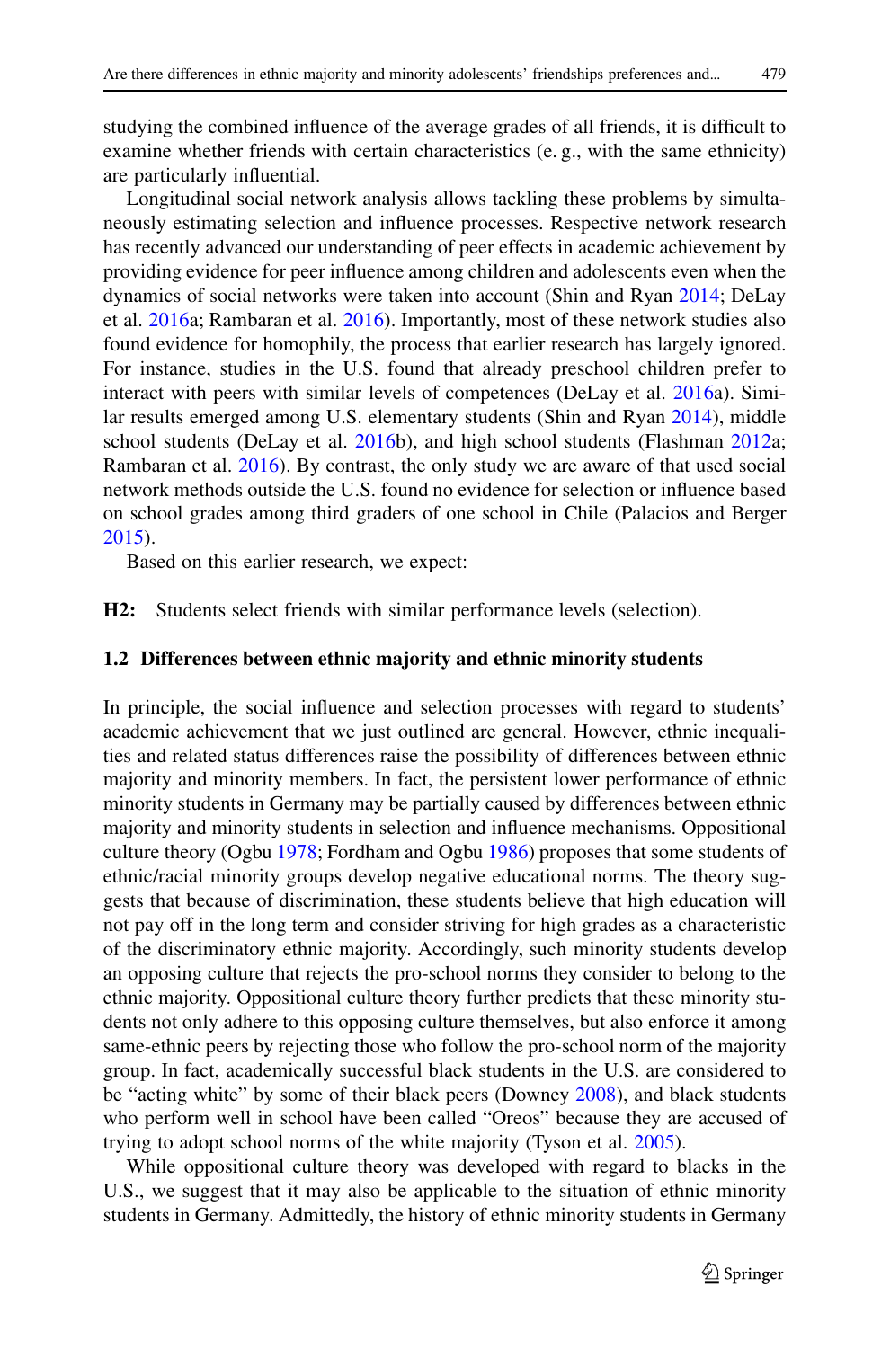studying the combined influence of the average grades of all friends, it is difficult to examine whether friends with certain characteristics (e. g., with the same ethnicity) are particularly influential.

Longitudinal social network analysis allows tackling these problems by simultaneously estimating selection and influence processes. Respective network research has recently advanced our understanding of peer effects in academic achievement by providing evidence for peer influence among children and adolescents even when the dynamics of social networks were taken into account (Shin and Ryan 2014; DeLay et al. 2016a; Rambaran et al. 2016). Importantly, most of these network studies also found evidence for homophily, the process that earlier research has largely ignored. For instance, studies in the U.S. found that already preschool children prefer to interact with peers with similar levels of competences (DeLay et al. 2016a). Similar results emerged among U.S. elementary students (Shin and Ryan 2014), middle school students (DeLay et al. 2016b), and high school students (Flashman 2012a; Rambaran et al. 2016). By contrast, the only study we are aware of that used social network methods outside the U.S. found no evidence for selection or influence based on school grades among third graders of one school in Chile (Palacios and Berger 2015).

Based on this earlier research, we expect:

**H2:** Students select friends with similar performance levels (selection).

### 1.2 Differences between ethnic majority and ethnic minority students

In principle, the social influence and selection processes with regard to students' academic achievement that we just outlined are general. However, ethnic inequalities and related status differences raise the possibility of differences between ethnic majority and minority members. In fact, the persistent lower performance of ethnic minority students in Germany may be partially caused by differences between ethnic majority and minority students in selection and influence mechanisms. Oppositional culture theory (Ogbu 1978; Fordham and Ogbu 1986) proposes that some students of ethnic/racial minority groups develop negative educational norms. The theory suggests that because of discrimination, these students believe that high education will not pay off in the long term and consider striving for high grades as a characteristic of the discriminatory ethnic majority. Accordingly, such minority students develop an opposing culture that rejects the pro-school norms they consider to belong to the ethnic majority. Oppositional culture theory further predicts that these minority students not only adhere to this opposing culture themselves, but also enforce it among same-ethnic peers by rejecting those who follow the pro-school norm of the majority group. In fact, academically successful black students in the U.S. are considered to be "acting white" by some of their black peers (Downey 2008), and black students who perform well in school have been called "Oreos" because they are accused of trying to adopt school norms of the white majority (Tyson et al. 2005).

While oppositional culture theory was developed with regard to blacks in the U.S., we suggest that it may also be applicable to the situation of ethnic minority students in Germany. Admittedly, the history of ethnic minority students in Germany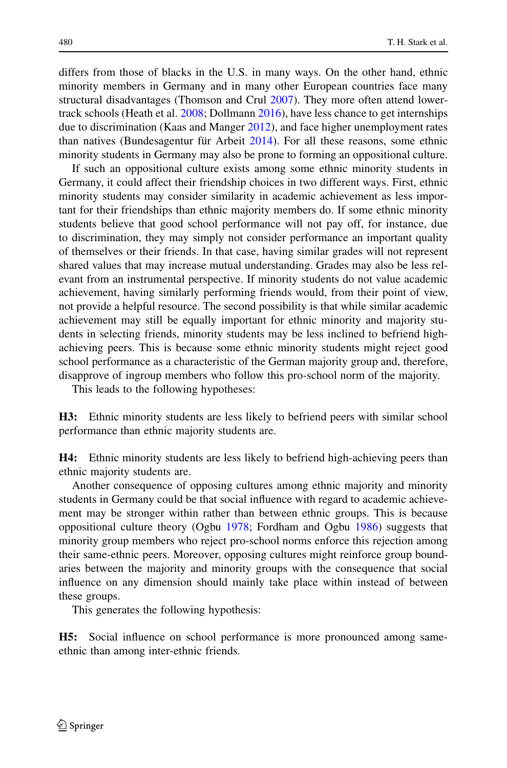differs from those of blacks in the U.S. in many ways. On the other hand, ethnic minority members in Germany and in many other European countries face many structural disadvantages (Thomson and Crul 2007). They more often attend lower-track schools (Heath et al. 2008; Dollmann 2016), have less chance to get internships due to discrimination (Kaas and Manger 2012), and face higher unemployment rates than natives (Bundesagentur für Arbeit 2014). For all these reasons, some ethnic minority students in Germany may also be prone to forming an oppositional culture.

If such an oppositional culture exists among some ethnic minority students in Germany, it could affect their friendship choices in two different ways. First, ethnic minority students may consider similarity in academic achievement as less important for their friendships than ethnic majority members do. If some ethnic minority students believe that good school performance will not pay off, for instance, due to discrimination, they may simply not consider performance an important quality of themselves or their friends. In that case, having similar grades will not represent shared values that may increase mutual understanding. Grades may also be less relevant from an instrumental perspective. If minority students do not value academic achievement, having similarly performing friends would, from their point of view, not provide a helpful resource. The second possibility is that while similar academic achievement may still be equally important for ethnic minority and majority students in selecting friends, minority students may be less inclined to befriend high-achieving peers. This is because some ethnic minority students might reject good school performance as a characteristic of the German majority group and, therefore, disapprove of ingroup members who follow this pro-school norm of the majority.

This leads to the following hypotheses:

**H3:** Ethnic minority students are less likely to befriend peers with similar school performance than ethnic majority students are.

**H4:** Ethnic minority students are less likely to befriend high-achieving peers than ethnic majority students are.

Another consequence of opposing cultures among ethnic majority and minority students in Germany could be that social influence with regard to academic achievement may be stronger within rather than between ethnic groups. This is because oppositional culture theory (Ogbu 1978; Fordham and Ogbu 1986) suggests that minority group members who reject pro-school norms enforce this rejection among their same-ethnic peers. Moreover, opposing cultures might reinforce group boundaries between the majority and minority groups with the consequence that social influence on any dimension should mainly take place within instead of between these groups.

This generates the following hypothesis:

**H5:** Social influence on school performance is more pronounced among same-ethnic than among inter-ethnic friends.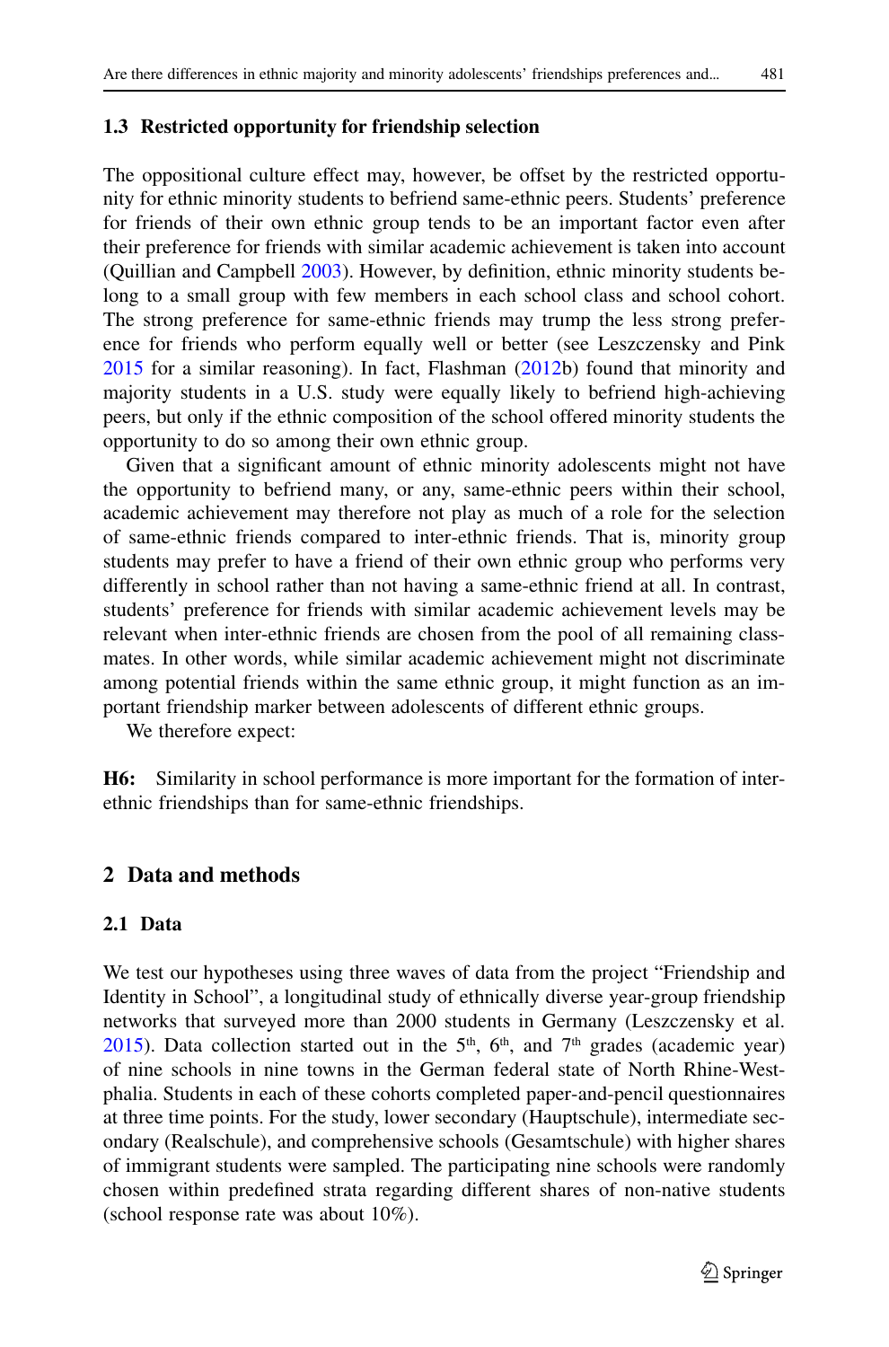### 1.3 Restricted opportunity for friendship selection

The oppositional culture effect may, however, be offset by the restricted opportunity for ethnic minority students to befriend same-ethnic peers. Students' preference for friends of their own ethnic group tends to be an important factor even after their preference for friends with similar academic achievement is taken into account (Quillian and Campbell 2003). However, by definition, ethnic minority students belong to a small group with few members in each school class and school cohort. The strong preference for same-ethnic friends may trump the less strong preference for friends who perform equally well or better (see Leszczensky and Pink 2015 for a similar reasoning). In fact, Flashman (2012b) found that minority and majority students in a U.S. study were equally likely to befriend high-achieving peers, but only if the ethnic composition of the school offered minority students the opportunity to do so among their own ethnic group.

Given that a significant amount of ethnic minority adolescents might not have the opportunity to befriend many, or any, same-ethnic peers within their school, academic achievement may therefore not play as much of a role for the selection of same-ethnic friends compared to inter-ethnic friends. That is, minority group students may prefer to have a friend of their own ethnic group who performs very differently in school rather than not having a same-ethnic friend at all. In contrast, students' preference for friends with similar academic achievement levels may be relevant when inter-ethnic friends are chosen from the pool of all remaining classmates. In other words, while similar academic achievement might not discriminate among potential friends within the same ethnic group, it might function as an important friendship marker between adolescents of different ethnic groups.

We therefore expect:

**H6:** Similarity in school performance is more important for the formation of inter-ethnic friendships than for same-ethnic friendships.

## 2 Data and methods

### 2.1 Data

We test our hypotheses using three waves of data from the project "Friendship and Identity in School", a longitudinal study of ethnically diverse year-group friendship networks that surveyed more than 2000 students in Germany (Leszczensky et al. 2015). Data collection started out in the 5th, 6th, and 7th grades (academic year) of nine schools in nine towns in the German federal state of North Rhine-Westphalia. Students in each of these cohorts completed paper-and-pencil questionnaires at three time points. For the study, lower secondary (Hauptschule), intermediate secondary (Realschule), and comprehensive schools (Gesamtschule) with higher shares of immigrant students were sampled. The participating nine schools were randomly chosen within predefined strata regarding different shares of non-native students (school response rate was about 10%).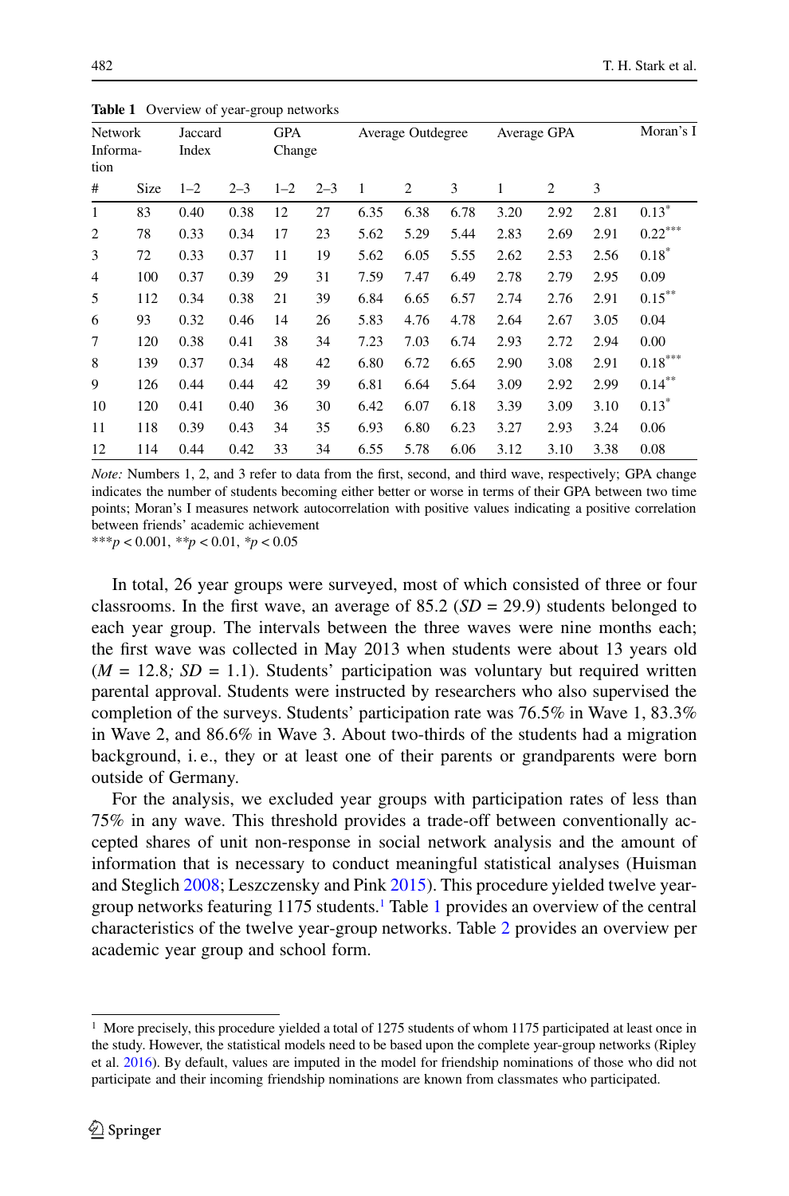**Table 1** Overview of year-group networks

| Network Information | | Jaccard Index | | GPA Change | | Average Outdegree | | | Average GPA | | | Moran's I |
|---|---|---|---|---|---|---|---|---|---|---|---|---|
| # | Size | 1–2 | 2–3 | 1–2 | 2–3 | 1 | 2 | 3 | 1 | 2 | 3 | |
| 1 | 83 | 0.40 | 0.38 | 12 | 27 | 6.35 | 6.38 | 6.78 | 3.20 | 2.92 | 2.81 | 0.13* |
| 2 | 78 | 0.33 | 0.34 | 17 | 23 | 5.62 | 5.29 | 5.44 | 2.83 | 2.69 | 2.91 | 0.22*** |
| 3 | 72 | 0.33 | 0.37 | 11 | 19 | 5.62 | 6.05 | 5.55 | 2.62 | 2.53 | 2.56 | 0.18* |
| 4 | 100 | 0.37 | 0.39 | 29 | 31 | 7.59 | 7.47 | 6.49 | 2.78 | 2.79 | 2.95 | 0.09 |
| 5 | 112 | 0.34 | 0.38 | 21 | 39 | 6.84 | 6.65 | 6.57 | 2.74 | 2.76 | 2.91 | 0.15** |
| 6 | 93 | 0.32 | 0.46 | 14 | 26 | 5.83 | 4.76 | 4.78 | 2.64 | 2.67 | 3.05 | 0.04 |
| 7 | 120 | 0.38 | 0.41 | 38 | 34 | 7.23 | 7.03 | 6.74 | 2.93 | 2.72 | 2.94 | 0.00 |
| 8 | 139 | 0.37 | 0.34 | 48 | 42 | 6.80 | 6.72 | 6.65 | 2.90 | 3.08 | 2.91 | 0.18*** |
| 9 | 126 | 0.44 | 0.44 | 42 | 39 | 6.81 | 6.64 | 5.64 | 3.09 | 2.92 | 2.99 | 0.14** |
| 10 | 120 | 0.41 | 0.40 | 36 | 30 | 6.42 | 6.07 | 6.18 | 3.39 | 3.09 | 3.10 | 0.13* |
| 11 | 118 | 0.39 | 0.43 | 34 | 35 | 6.93 | 6.80 | 6.23 | 3.27 | 2.93 | 3.24 | 0.06 |
| 12 | 114 | 0.44 | 0.42 | 33 | 34 | 6.55 | 5.78 | 6.06 | 3.12 | 3.10 | 3.38 | 0.08 |

*Note:* Numbers 1, 2, and 3 refer to data from the first, second, and third wave, respectively; GPA change indicates the number of students becoming either better or worse in terms of their GPA between two time points; Moran's I measures network autocorrelation with positive values indicating a positive correlation between friends' academic achievement

***$p < 0.001$, **$p < 0.01$, *$p < 0.05$

In total, 26 year groups were surveyed, most of which consisted of three or four classrooms. In the first wave, an average of 85.2 ($SD = 29.9$) students belonged to each year group. The intervals between the three waves were nine months each; the first wave was collected in May 2013 when students were about 13 years old ($M = 12.8$; $SD = 1.1$). Students' participation was voluntary but required written parental approval. Students were instructed by researchers who also supervised the completion of the surveys. Students' participation rate was 76.5% in Wave 1, 83.3% in Wave 2, and 86.6% in Wave 3. About two-thirds of the students had a migration background, i. e., they or at least one of their parents or grandparents were born outside of Germany.

For the analysis, we excluded year groups with participation rates of less than 75% in any wave. This threshold provides a trade-off between conventionally accepted shares of unit non-response in social network analysis and the amount of information that is necessary to conduct meaningful statistical analyses (Huisman and Steglich 2008; Leszczensky and Pink 2015). This procedure yielded twelve year-group networks featuring 1175 students.[1] Table 1 provides an overview of the central characteristics of the twelve year-group networks. Table 2 provides an overview per academic year group and school form.

[1] More precisely, this procedure yielded a total of 1275 students of whom 1175 participated at least once in the study. However, the statistical models need to be based upon the complete year-group networks (Ripley et al. 2016). By default, values are imputed in the model for friendship nominations of those who did not participate and their incoming friendship nominations are known from classmates who participated.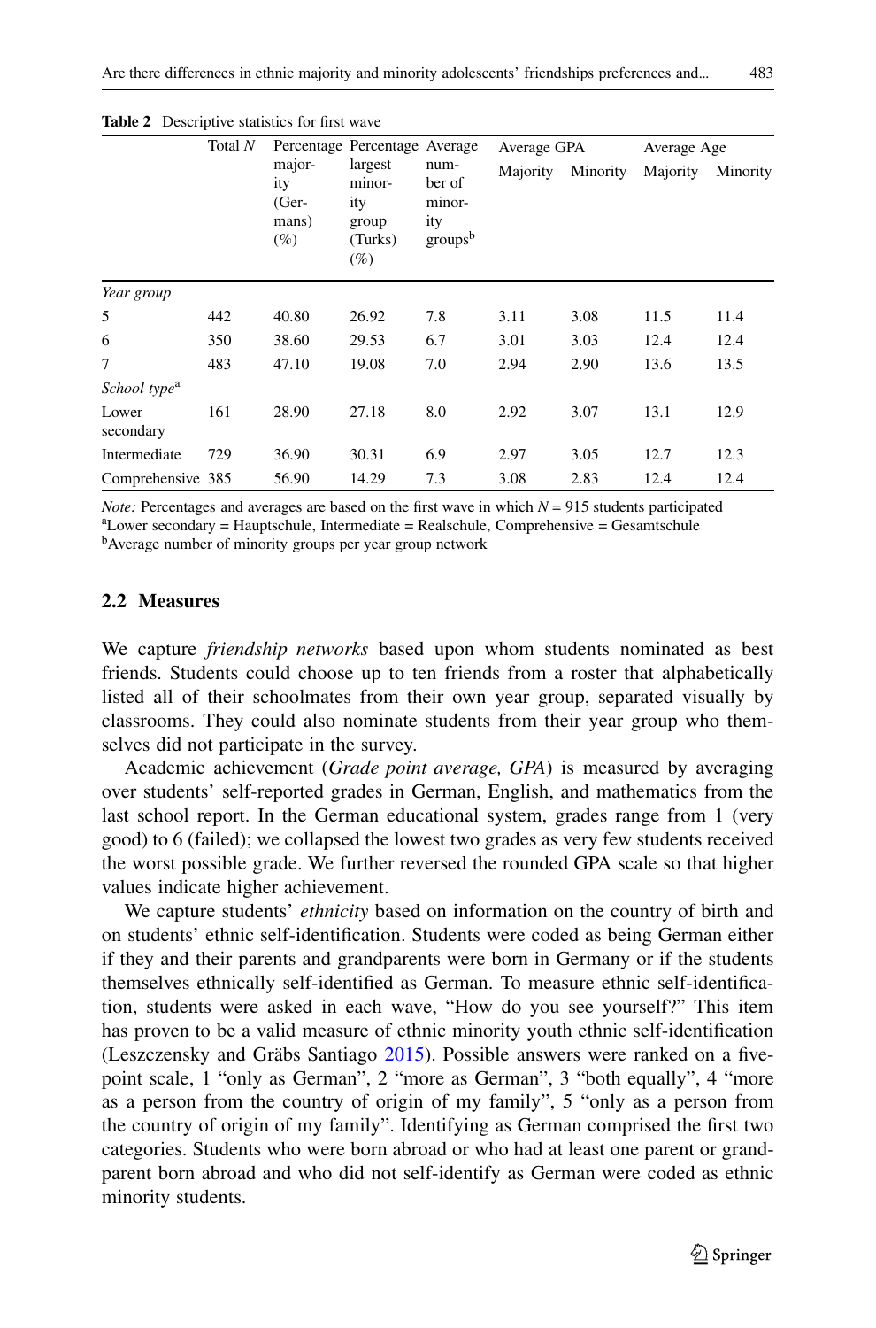**Table 2** Descriptive statistics for first wave

| | Total $N$ | Percentage majority (Germans) (%) | Percentage largest minority group (Turks) (%) | Average number of minority groups[b] | Average GPA | | Average Age | |
|---|---|---|---|---|---|---|---|---|
| | | | | | Majority | Minority | Majority | Minority |
| *Year group* | | | | | | | | |
| 5 | 442 | 40.80 | 26.92 | 7.8 | 3.11 | 3.08 | 11.5 | 11.4 |
| 6 | 350 | 38.60 | 29.53 | 6.7 | 3.01 | 3.03 | 12.4 | 12.4 |
| 7 | 483 | 47.10 | 19.08 | 7.0 | 2.94 | 2.90 | 13.6 | 13.5 |
| *School type*[a] | | | | | | | | |
| Lower secondary | 161 | 28.90 | 27.18 | 8.0 | 2.92 | 3.07 | 13.1 | 12.9 |
| Intermediate | 729 | 36.90 | 30.31 | 6.9 | 2.97 | 3.05 | 12.7 | 12.3 |
| Comprehensive | 385 | 56.90 | 14.29 | 7.3 | 3.08 | 2.83 | 12.4 | 12.4 |

*Note:* Percentages and averages are based on the first wave in which $N = 915$ students participated

[a]Lower secondary = Hauptschule, Intermediate = Realschule, Comprehensive = Gesamtschule

[b]Average number of minority groups per year group network

### 2.2 Measures

We capture *friendship networks* based upon whom students nominated as best friends. Students could choose up to ten friends from a roster that alphabetically listed all of their schoolmates from their own year group, separated visually by classrooms. They could also nominate students from their year group who themselves did not participate in the survey.

Academic achievement (*Grade point average, GPA*) is measured by averaging over students' self-reported grades in German, English, and mathematics from the last school report. In the German educational system, grades range from 1 (very good) to 6 (failed); we collapsed the lowest two grades as very few students received the worst possible grade. We further reversed the rounded GPA scale so that higher values indicate higher achievement.

We capture students' *ethnicity* based on information on the country of birth and on students' ethnic self-identification. Students were coded as being German either if they and their parents and grandparents were born in Germany or if the students themselves ethnically self-identified as German. To measure ethnic self-identification, students were asked in each wave, "How do you see yourself?" This item has proven to be a valid measure of ethnic minority youth ethnic self-identification (Leszczensky and Gräbs Santiago 2015). Possible answers were ranked on a five-point scale, 1 "only as German", 2 "more as German", 3 "both equally", 4 "more as a person from the country of origin of my family", 5 "only as a person from the country of origin of my family". Identifying as German comprised the first two categories. Students who were born abroad or who had at least one parent or grandparent born abroad and who did not self-identify as German were coded as ethnic minority students.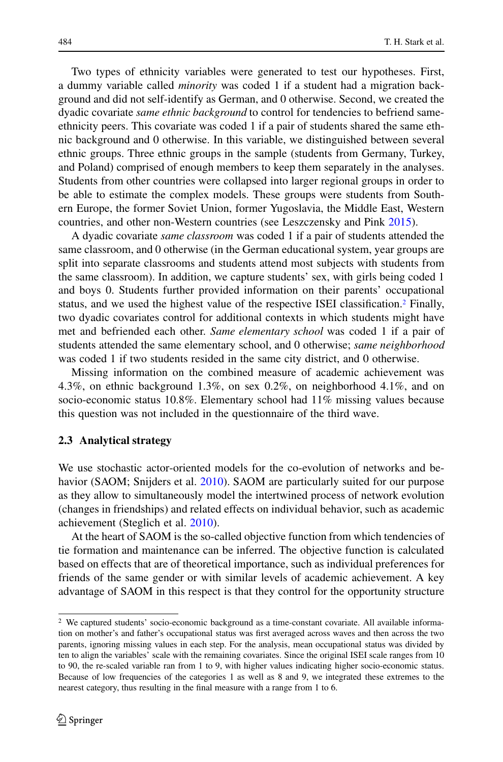Two types of ethnicity variables were generated to test our hypotheses. First, a dummy variable called *minority* was coded 1 if a student had a migration background and did not self-identify as German, and 0 otherwise. Second, we created the dyadic covariate *same ethnic background* to control for tendencies to befriend same-ethnicity peers. This covariate was coded 1 if a pair of students shared the same ethnic background and 0 otherwise. In this variable, we distinguished between several ethnic groups. Three ethnic groups in the sample (students from Germany, Turkey, and Poland) comprised of enough members to keep them separately in the analyses. Students from other countries were collapsed into larger regional groups in order to be able to estimate the complex models. These groups were students from Southern Europe, the former Soviet Union, former Yugoslavia, the Middle East, Western countries, and other non-Western countries (see Leszczensky and Pink 2015).

A dyadic covariate *same classroom* was coded 1 if a pair of students attended the same classroom, and 0 otherwise (in the German educational system, year groups are split into separate classrooms and students attend most subjects with students from the same classroom). In addition, we capture students' sex, with girls being coded 1 and boys 0. Students further provided information on their parents' occupational status, and we used the highest value of the respective ISEI classification.[2] Finally, two dyadic covariates control for additional contexts in which students might have met and befriended each other. *Same elementary school* was coded 1 if a pair of students attended the same elementary school, and 0 otherwise; *same neighborhood* was coded 1 if two students resided in the same city district, and 0 otherwise.

Missing information on the combined measure of academic achievement was 4.3%, on ethnic background 1.3%, on sex 0.2%, on neighborhood 4.1%, and on socio-economic status 10.8%. Elementary school had 11% missing values because this question was not included in the questionnaire of the third wave.

### 2.3 Analytical strategy

We use stochastic actor-oriented models for the co-evolution of networks and behavior (SAOM; Snijders et al. 2010). SAOM are particularly suited for our purpose as they allow to simultaneously model the intertwined process of network evolution (changes in friendships) and related effects on individual behavior, such as academic achievement (Steglich et al. 2010).

At the heart of SAOM is the so-called objective function from which tendencies of tie formation and maintenance can be inferred. The objective function is calculated based on effects that are of theoretical importance, such as individual preferences for friends of the same gender or with similar levels of academic achievement. A key advantage of SAOM in this respect is that they control for the opportunity structure

[2] We captured students' socio-economic background as a time-constant covariate. All available information on mother's and father's occupational status was first averaged across waves and then across the two parents, ignoring missing values in each step. For the analysis, mean occupational status was divided by ten to align the variables' scale with the remaining covariates. Since the original ISEI scale ranges from 10 to 90, the re-scaled variable ran from 1 to 9, with higher values indicating higher socio-economic status. Because of low frequencies of the categories 1 as well as 8 and 9, we integrated these extremes to the nearest category, thus resulting in the final measure with a range from 1 to 6.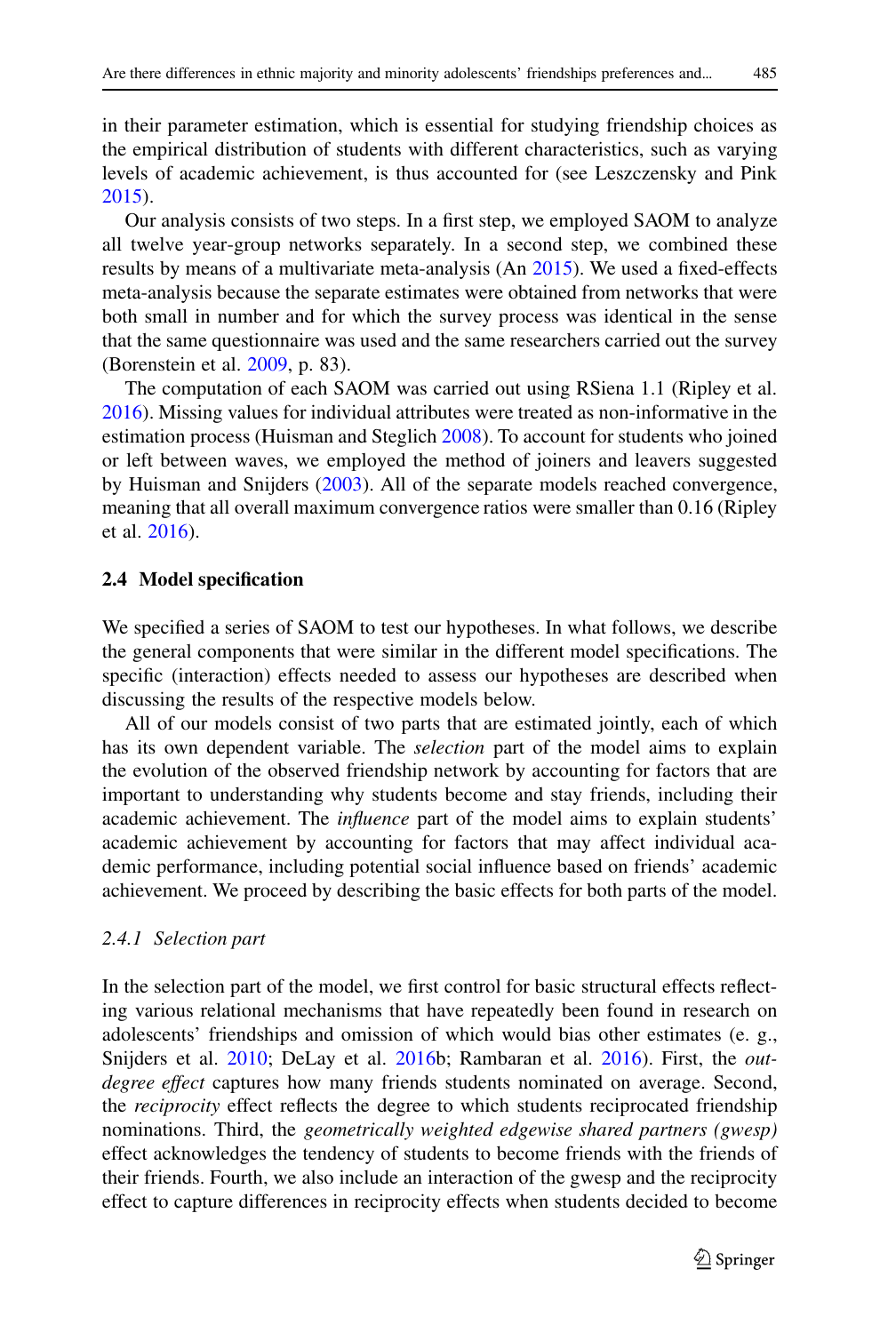in their parameter estimation, which is essential for studying friendship choices as the empirical distribution of students with different characteristics, such as varying levels of academic achievement, is thus accounted for (see Leszczensky and Pink 2015).

Our analysis consists of two steps. In a first step, we employed SAOM to analyze all twelve year-group networks separately. In a second step, we combined these results by means of a multivariate meta-analysis (An 2015). We used a fixed-effects meta-analysis because the separate estimates were obtained from networks that were both small in number and for which the survey process was identical in the sense that the same questionnaire was used and the same researchers carried out the survey (Borenstein et al. 2009, p. 83).

The computation of each SAOM was carried out using RSiena 1.1 (Ripley et al. 2016). Missing values for individual attributes were treated as non-informative in the estimation process (Huisman and Steglich 2008). To account for students who joined or left between waves, we employed the method of joiners and leavers suggested by Huisman and Snijders (2003). All of the separate models reached convergence, meaning that all overall maximum convergence ratios were smaller than 0.16 (Ripley et al. 2016).

### 2.4 Model specification

We specified a series of SAOM to test our hypotheses. In what follows, we describe the general components that were similar in the different model specifications. The specific (interaction) effects needed to assess our hypotheses are described when discussing the results of the respective models below.

All of our models consist of two parts that are estimated jointly, each of which has its own dependent variable. The *selection* part of the model aims to explain the evolution of the observed friendship network by accounting for factors that are important to understanding why students become and stay friends, including their academic achievement. The *influence* part of the model aims to explain students' academic achievement by accounting for factors that may affect individual academic performance, including potential social influence based on friends' academic achievement. We proceed by describing the basic effects for both parts of the model.

#### *2.4.1 Selection part*

In the selection part of the model, we first control for basic structural effects reflecting various relational mechanisms that have repeatedly been found in research on adolescents' friendships and omission of which would bias other estimates (e. g., Snijders et al. 2010; DeLay et al. 2016b; Rambaran et al. 2016). First, the *out-degree effect* captures how many friends students nominated on average. Second, the *reciprocity* effect reflects the degree to which students reciprocated friendship nominations. Third, the *geometrically weighted edgewise shared partners (gwesp)* effect acknowledges the tendency of students to become friends with the friends of their friends. Fourth, we also include an interaction of the gwesp and the reciprocity effect to capture differences in reciprocity effects when students decided to become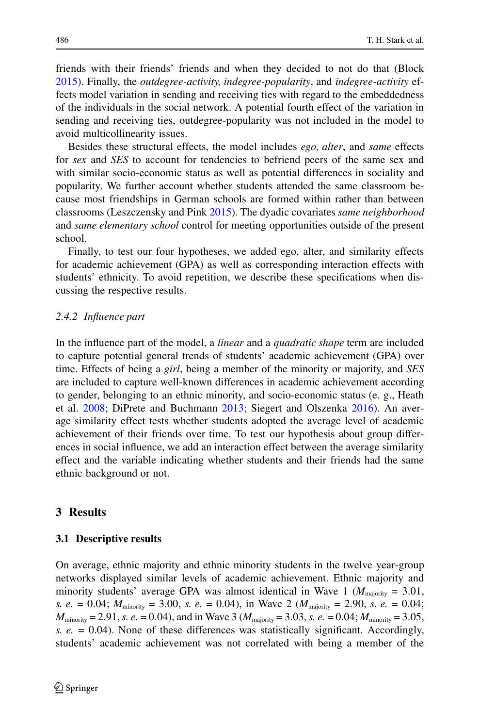friends with their friends' friends and when they decided to not do that (Block 2015). Finally, the *outdegree-activity, indegree-popularity*, and *indegree-activity* effects model variation in sending and receiving ties with regard to the embeddedness of the individuals in the social network. A potential fourth effect of the variation in sending and receiving ties, outdegree-popularity was not included in the model to avoid multicollinearity issues.

Besides these structural effects, the model includes *ego, alter*, and *same* effects for *sex* and *SES* to account for tendencies to befriend peers of the same sex and with similar socio-economic status as well as potential differences in sociality and popularity. We further account whether students attended the same classroom because most friendships in German schools are formed within rather than between classrooms (Leszczensky and Pink 2015). The dyadic covariates *same neighborhood* and *same elementary school* control for meeting opportunities outside of the present school.

Finally, to test our four hypotheses, we added ego, alter, and similarity effects for academic achievement (GPA) as well as corresponding interaction effects with students' ethnicity. To avoid repetition, we describe these specifications when discussing the respective results.

#### 2.4.2 *Influence part*

In the influence part of the model, a *linear* and a *quadratic shape* term are included to capture potential general trends of students' academic achievement (GPA) over time. Effects of being a *girl*, being a member of the minority or majority, and *SES* are included to capture well-known differences in academic achievement according to gender, belonging to an ethnic minority, and socio-economic status (e. g., Heath et al. 2008; DiPrete and Buchmann 2013; Siegert and Olszenka 2016). An average similarity effect tests whether students adopted the average level of academic achievement of their friends over time. To test our hypothesis about group differences in social influence, we add an interaction effect between the average similarity effect and the variable indicating whether students and their friends had the same ethnic background or not.

## 3 Results

### 3.1 Descriptive results

On average, ethnic majority and ethnic minority students in the twelve year-group networks displayed similar levels of academic achievement. Ethnic majority and minority students' average GPA was almost identical in Wave 1 ($M_{\text{majority}}$ = 3.01, *s. e.* = 0.04; $M_{\text{minority}}$ = 3.00, *s. e.* = 0.04), in Wave 2 ($M_{\text{majority}}$ = 2.90, *s. e.* = 0.04; $M_{\text{minority}}$ = 2.91, *s. e.* = 0.04), and in Wave 3 ($M_{\text{majority}}$ = 3.03, *s. e.* = 0.04; $M_{\text{minority}}$ = 3.05, *s. e.* = 0.04). None of these differences was statistically significant. Accordingly, students' academic achievement was not correlated with being a member of the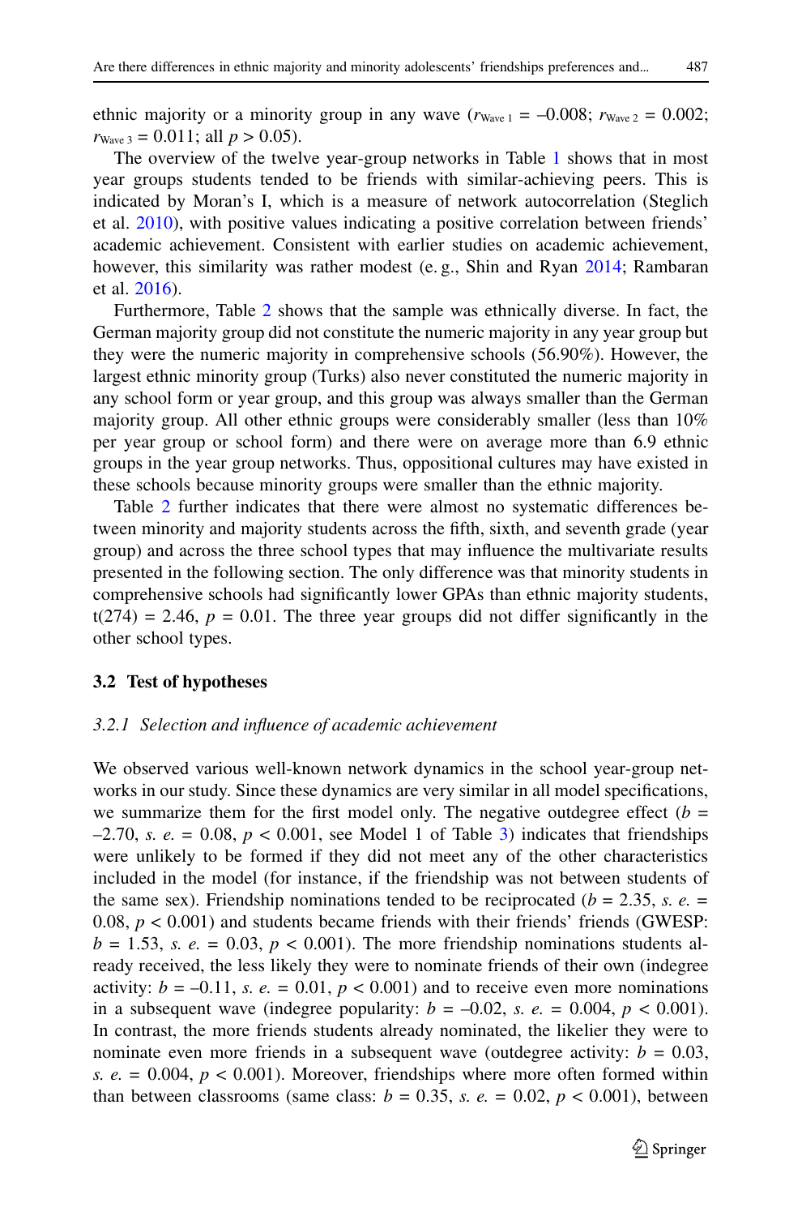ethnic majority or a minority group in any wave ($r_{\text{Wave 1}} = -0.008$; $r_{\text{Wave 2}} = 0.002$; $r_{\text{Wave 3}} = 0.011$; all $p > 0.05$).

The overview of the twelve year-group networks in Table 1 shows that in most year groups students tended to be friends with similar-achieving peers. This is indicated by Moran's I, which is a measure of network autocorrelation (Steglich et al. 2010), with positive values indicating a positive correlation between friends' academic achievement. Consistent with earlier studies on academic achievement, however, this similarity was rather modest (e. g., Shin and Ryan 2014; Rambaran et al. 2016).

Furthermore, Table 2 shows that the sample was ethnically diverse. In fact, the German majority group did not constitute the numeric majority in any year group but they were the numeric majority in comprehensive schools (56.90%). However, the largest ethnic minority group (Turks) also never constituted the numeric majority in any school form or year group, and this group was always smaller than the German majority group. All other ethnic groups were considerably smaller (less than 10% per year group or school form) and there were on average more than 6.9 ethnic groups in the year group networks. Thus, oppositional cultures may have existed in these schools because minority groups were smaller than the ethnic majority.

Table 2 further indicates that there were almost no systematic differences between minority and majority students across the fifth, sixth, and seventh grade (year group) and across the three school types that may influence the multivariate results presented in the following section. The only difference was that minority students in comprehensive schools had significantly lower GPAs than ethnic majority students, $t(274) = 2.46$, $p = 0.01$. The three year groups did not differ significantly in the other school types.

### 3.2 Test of hypotheses

#### *3.2.1 Selection and influence of academic achievement*

We observed various well-known network dynamics in the school year-group networks in our study. Since these dynamics are very similar in all model specifications, we summarize them for the first model only. The negative outdegree effect ($b = -2.70$, *s. e.* $= 0.08$, $p < 0.001$, see Model 1 of Table 3) indicates that friendships were unlikely to be formed if they did not meet any of the other characteristics included in the model (for instance, if the friendship was not between students of the same sex). Friendship nominations tended to be reciprocated ($b = 2.35$, *s. e.* $= 0.08$, $p < 0.001$) and students became friends with their friends' friends (GWESP: $b = 1.53$, *s. e.* $= 0.03$, $p < 0.001$). The more friendship nominations students already received, the less likely they were to nominate friends of their own (indegree activity: $b = -0.11$, *s. e.* $= 0.01$, $p < 0.001$) and to receive even more nominations in a subsequent wave (indegree popularity: $b = -0.02$, *s. e.* $= 0.004$, $p < 0.001$). In contrast, the more friends students already nominated, the likelier they were to nominate even more friends in a subsequent wave (outdegree activity: $b = 0.03$, *s. e.* $= 0.004$, $p < 0.001$). Moreover, friendships where more often formed within than between classrooms (same class: $b = 0.35$, *s. e.* $= 0.02$, $p < 0.001$), between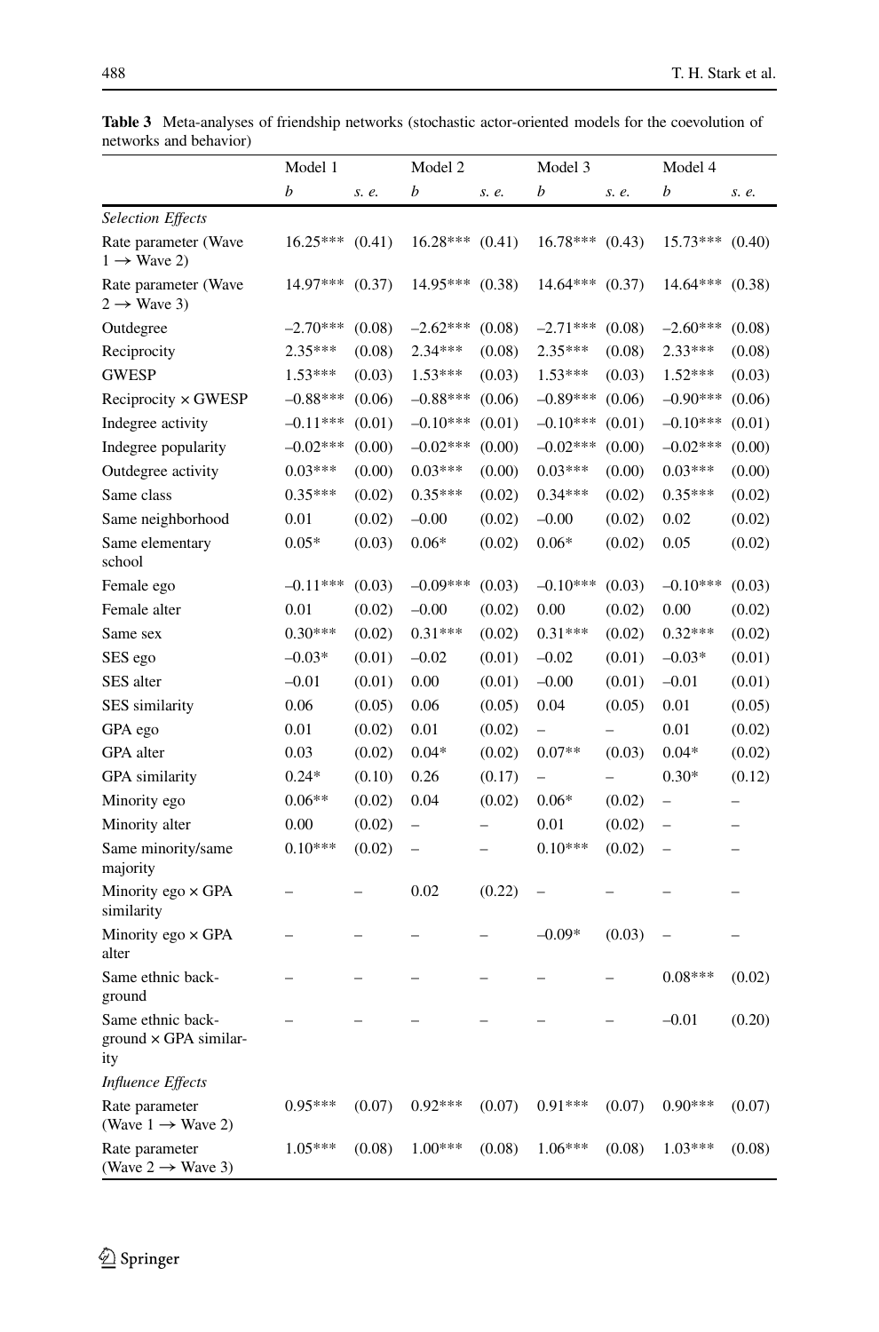**Table 3** Meta-analyses of friendship networks (stochastic actor-oriented models for the coevolution of networks and behavior)

| | Model 1 | | Model 2 | | Model 3 | | Model 4 | |
|---|---|---|---|---|---|---|---|---|
| | *b* | *s. e.* | *b* | *s. e.* | *b* | *s. e.* | *b* | *s. e.* |
| *Selection Effects* | | | | | | | | |
| Rate parameter (Wave 1 → Wave 2) | 16.25*** | (0.41) | 16.28*** | (0.41) | 16.78*** | (0.43) | 15.73*** | (0.40) |
| Rate parameter (Wave 2 → Wave 3) | 14.97*** | (0.37) | 14.95*** | (0.38) | 14.64*** | (0.37) | 14.64*** | (0.38) |
| Outdegree | –2.70*** | (0.08) | –2.62*** | (0.08) | –2.71*** | (0.08) | –2.60*** | (0.08) |
| Reciprocity | 2.35*** | (0.08) | 2.34*** | (0.08) | 2.35*** | (0.08) | 2.33*** | (0.08) |
| GWESP | 1.53*** | (0.03) | 1.53*** | (0.03) | 1.53*** | (0.03) | 1.52*** | (0.03) |
| Reciprocity × GWESP | –0.88*** | (0.06) | –0.88*** | (0.06) | –0.89*** | (0.06) | –0.90*** | (0.06) |
| Indegree activity | –0.11*** | (0.01) | –0.10*** | (0.01) | –0.10*** | (0.01) | –0.10*** | (0.01) |
| Indegree popularity | –0.02*** | (0.00) | –0.02*** | (0.00) | –0.02*** | (0.00) | –0.02*** | (0.00) |
| Outdegree activity | 0.03*** | (0.00) | 0.03*** | (0.00) | 0.03*** | (0.00) | 0.03*** | (0.00) |
| Same class | 0.35*** | (0.02) | 0.35*** | (0.02) | 0.34*** | (0.02) | 0.35*** | (0.02) |
| Same neighborhood | 0.01 | (0.02) | –0.00 | (0.02) | –0.00 | (0.02) | 0.02 | (0.02) |
| Same elementary school | 0.05* | (0.03) | 0.06* | (0.02) | 0.06* | (0.02) | 0.05 | (0.02) |
| Female ego | –0.11*** | (0.03) | –0.09*** | (0.03) | –0.10*** | (0.03) | –0.10*** | (0.03) |
| Female alter | 0.01 | (0.02) | –0.00 | (0.02) | 0.00 | (0.02) | 0.00 | (0.02) |
| Same sex | 0.30*** | (0.02) | 0.31*** | (0.02) | 0.31*** | (0.02) | 0.32*** | (0.02) |
| SES ego | –0.03* | (0.01) | –0.02 | (0.01) | –0.02 | (0.01) | –0.03* | (0.01) |
| SES alter | –0.01 | (0.01) | 0.00 | (0.01) | –0.00 | (0.01) | –0.01 | (0.01) |
| SES similarity | 0.06 | (0.05) | 0.06 | (0.05) | 0.04 | (0.05) | 0.01 | (0.05) |
| GPA ego | 0.01 | (0.02) | 0.01 | (0.02) | – | – | 0.01 | (0.02) |
| GPA alter | 0.03 | (0.02) | 0.04* | (0.02) | 0.07** | (0.03) | 0.04* | (0.02) |
| GPA similarity | 0.24* | (0.10) | 0.26 | (0.17) | – | – | 0.30* | (0.12) |
| Minority ego | 0.06** | (0.02) | 0.04 | (0.02) | 0.06* | (0.02) | – | – |
| Minority alter | 0.00 | (0.02) | – | – | 0.01 | (0.02) | – | – |
| Same minority/same majority | 0.10*** | (0.02) | – | – | 0.10*** | (0.02) | – | – |
| Minority ego × GPA similarity | – | – | 0.02 | (0.22) | – | – | – | – |
| Minority ego × GPA alter | – | – | – | – | –0.09* | (0.03) | – | – |
| Same ethnic background | – | – | – | – | – | – | 0.08*** | (0.02) |
| Same ethnic background × GPA similarity | – | – | – | – | – | – | –0.01 | (0.20) |
| *Influence Effects* | | | | | | | | |
| Rate parameter (Wave 1 → Wave 2) | 0.95*** | (0.07) | 0.92*** | (0.07) | 0.91*** | (0.07) | 0.90*** | (0.07) |
| Rate parameter (Wave 2 → Wave 3) | 1.05*** | (0.08) | 1.00*** | (0.08) | 1.06*** | (0.08) | 1.03*** | (0.08) |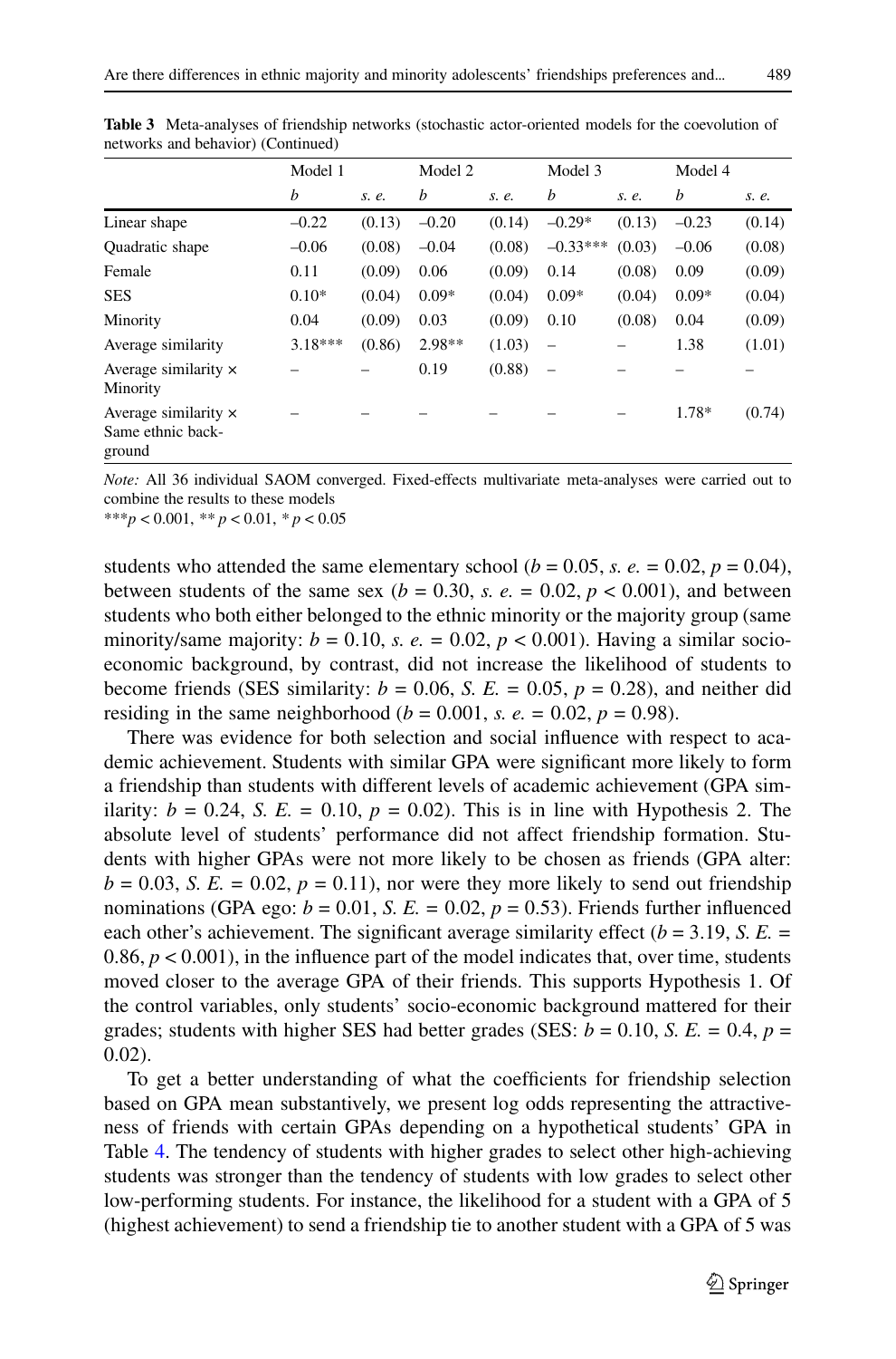**Table 3** Meta-analyses of friendship networks (stochastic actor-oriented models for the coevolution of networks and behavior) (Continued)

| | Model 1 | | Model 2 | | Model 3 | | Model 4 | |
|---|---|---|---|---|---|---|---|---|
| | *b* | *s. e.* | *b* | *s. e.* | *b* | *s. e.* | *b* | *s. e.* |
| Linear shape | –0.22 | (0.13) | –0.20 | (0.14) | –0.29* | (0.13) | –0.23 | (0.14) |
| Quadratic shape | –0.06 | (0.08) | –0.04 | (0.08) | –0.33*** | (0.03) | –0.06 | (0.08) |
| Female | 0.11 | (0.09) | 0.06 | (0.09) | 0.14 | (0.08) | 0.09 | (0.09) |
| SES | 0.10* | (0.04) | 0.09* | (0.04) | 0.09* | (0.04) | 0.09* | (0.04) |
| Minority | 0.04 | (0.09) | 0.03 | (0.09) | 0.10 | (0.08) | 0.04 | (0.09) |
| Average similarity | 3.18*** | (0.86) | 2.98** | (1.03) | – | – | 1.38 | (1.01) |
| Average similarity × Minority | – | – | 0.19 | (0.88) | – | – | – | – |
| Average similarity × Same ethnic background | – | – | – | – | – | – | 1.78* | (0.74) |

*Note:* All 36 individual SAOM converged. Fixed-effects multivariate meta-analyses were carried out to combine the results to these models

***$p < 0.001$, ** $p < 0.01$, * $p < 0.05$

students who attended the same elementary school ($b = 0.05$, *s. e.* = 0.02, $p = 0.04$), between students of the same sex ($b = 0.30$, *s. e.* = 0.02, $p < 0.001$), and between students who both either belonged to the ethnic minority or the majority group (same minority/same majority: $b = 0.10$, *s. e.* = 0.02, $p < 0.001$). Having a similar socio-economic background, by contrast, did not increase the likelihood of students to become friends (SES similarity: $b = 0.06$, *S. E.* = 0.05, $p = 0.28$), and neither did residing in the same neighborhood ($b = 0.001$, *s. e.* = 0.02, $p = 0.98$).

There was evidence for both selection and social influence with respect to academic achievement. Students with similar GPA were significant more likely to form a friendship than students with different levels of academic achievement (GPA similarity: $b = 0.24$, *S. E.* = 0.10, $p = 0.02$). This is in line with Hypothesis 2. The absolute level of students' performance did not affect friendship formation. Students with higher GPAs were not more likely to be chosen as friends (GPA alter: $b = 0.03$, *S. E.* = 0.02, $p = 0.11$), nor were they more likely to send out friendship nominations (GPA ego: $b = 0.01$, *S. E.* = 0.02, $p = 0.53$). Friends further influenced each other's achievement. The significant average similarity effect ($b = 3.19$, *S. E.* = 0.86, $p < 0.001$), in the influence part of the model indicates that, over time, students moved closer to the average GPA of their friends. This supports Hypothesis 1. Of the control variables, only students' socio-economic background mattered for their grades; students with higher SES had better grades (SES: $b = 0.10$, *S. E.* = 0.4, $p = 0.02$).

To get a better understanding of what the coefficients for friendship selection based on GPA mean substantively, we present log odds representing the attractiveness of friends with certain GPAs depending on a hypothetical students' GPA in Table 4. The tendency of students with higher grades to select other high-achieving students was stronger than the tendency of students with low grades to select other low-performing students. For instance, the likelihood for a student with a GPA of 5 (highest achievement) to send a friendship tie to another student with a GPA of 5 was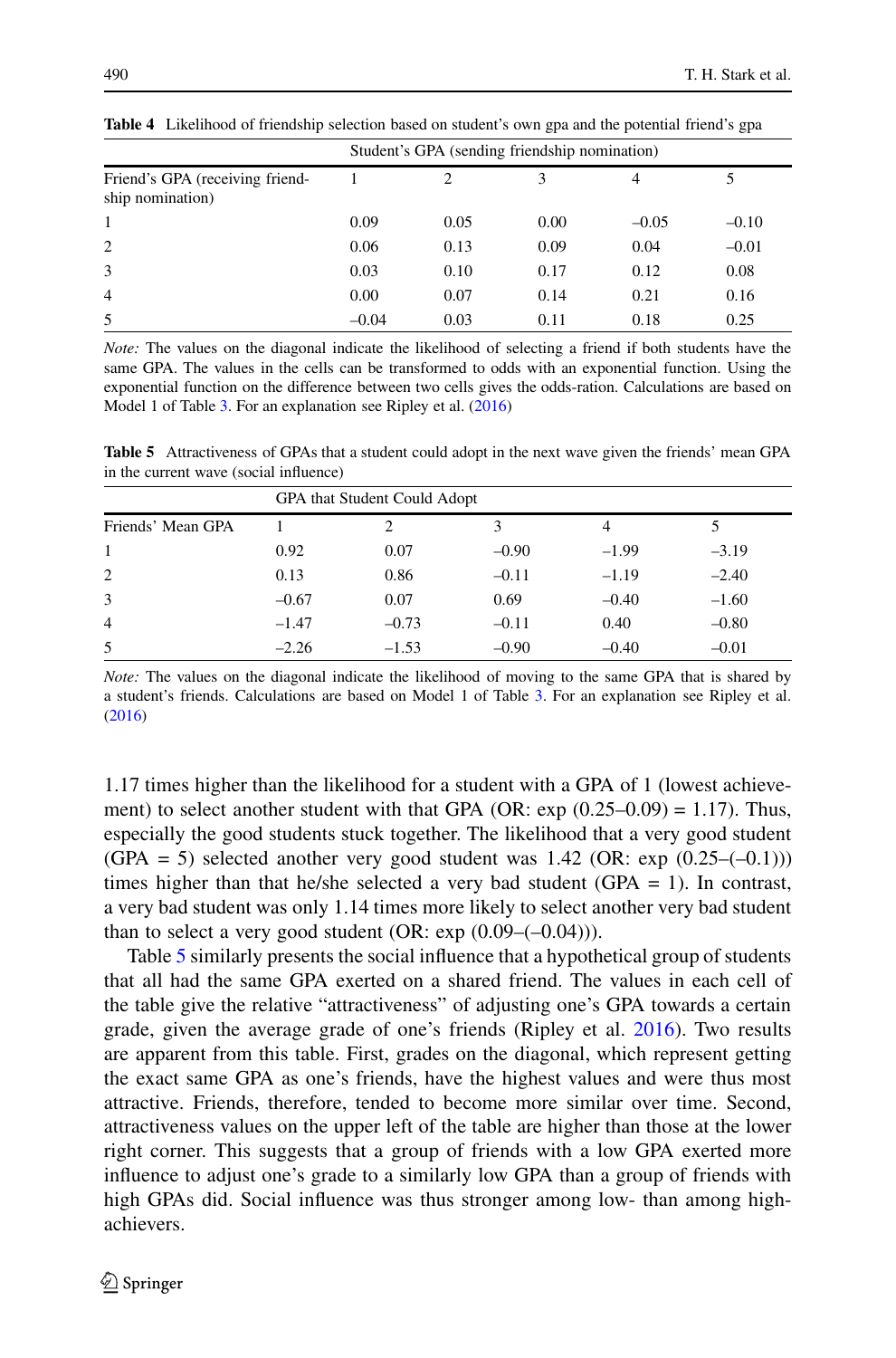**Table 4** Likelihood of friendship selection based on student's own gpa and the potential friend's gpa

| | Student's GPA (sending friendship nomination) | | | | |
|---|---|---|---|---|---|
| Friend's GPA (receiving friendship nomination) | 1 | 2 | 3 | 4 | 5 |
| 1 | 0.09 | 0.05 | 0.00 | –0.05 | –0.10 |
| 2 | 0.06 | 0.13 | 0.09 | 0.04 | –0.01 |
| 3 | 0.03 | 0.10 | 0.17 | 0.12 | 0.08 |
| 4 | 0.00 | 0.07 | 0.14 | 0.21 | 0.16 |
| 5 | –0.04 | 0.03 | 0.11 | 0.18 | 0.25 |

*Note:* The values on the diagonal indicate the likelihood of selecting a friend if both students have the same GPA. The values in the cells can be transformed to odds with an exponential function. Using the exponential function on the difference between two cells gives the odds-ration. Calculations are based on Model 1 of Table 3. For an explanation see Ripley et al. (2016)

**Table 5** Attractiveness of GPAs that a student could adopt in the next wave given the friends' mean GPA in the current wave (social influence)

| | GPA that Student Could Adopt | | | | |
|---|---|---|---|---|---|
| Friends' Mean GPA | 1 | 2 | 3 | 4 | 5 |
| 1 | 0.92 | 0.07 | –0.90 | –1.99 | –3.19 |
| 2 | 0.13 | 0.86 | –0.11 | –1.19 | –2.40 |
| 3 | –0.67 | 0.07 | 0.69 | –0.40 | –1.60 |
| 4 | –1.47 | –0.73 | –0.11 | 0.40 | –0.80 |
| 5 | –2.26 | –1.53 | –0.90 | –0.40 | –0.01 |

*Note:* The values on the diagonal indicate the likelihood of moving to the same GPA that is shared by a student's friends. Calculations are based on Model 1 of Table 3. For an explanation see Ripley et al. (2016)

1.17 times higher than the likelihood for a student with a GPA of 1 (lowest achievement) to select another student with that GPA (OR: exp (0.25–0.09) = 1.17). Thus, especially the good students stuck together. The likelihood that a very good student (GPA = 5) selected another very good student was 1.42 (OR: exp (0.25–(–0.1))) times higher than that he/she selected a very bad student (GPA = 1). In contrast, a very bad student was only 1.14 times more likely to select another very bad student than to select a very good student (OR: exp (0.09–(–0.04))).

Table 5 similarly presents the social influence that a hypothetical group of students that all had the same GPA exerted on a shared friend. The values in each cell of the table give the relative "attractiveness" of adjusting one's GPA towards a certain grade, given the average grade of one's friends (Ripley et al. 2016). Two results are apparent from this table. First, grades on the diagonal, which represent getting the exact same GPA as one's friends, have the highest values and were thus most attractive. Friends, therefore, tended to become more similar over time. Second, attractiveness values on the upper left of the table are higher than those at the lower right corner. This suggests that a group of friends with a low GPA exerted more influence to adjust one's grade to a similarly low GPA than a group of friends with high GPAs did. Social influence was thus stronger among low- than among high-achievers.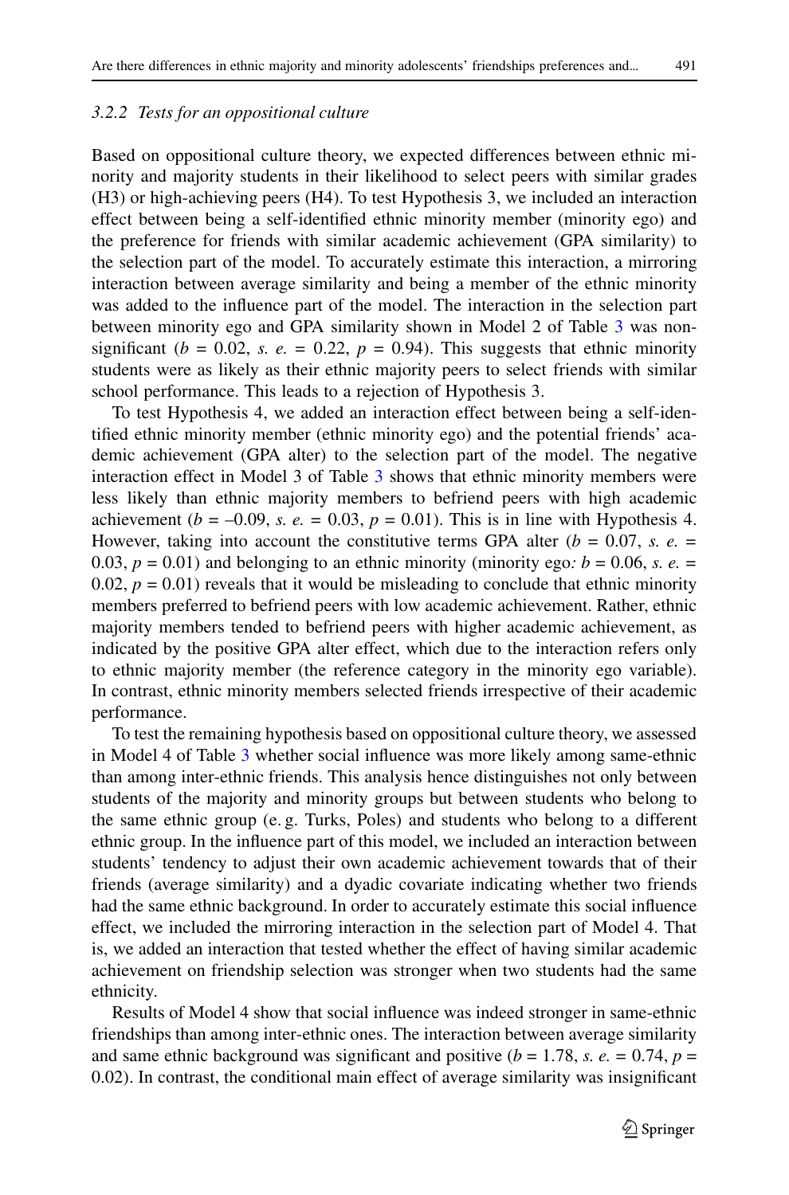### *3.2.2 Tests for an oppositional culture*

Based on oppositional culture theory, we expected differences between ethnic minority and majority students in their likelihood to select peers with similar grades (H3) or high-achieving peers (H4). To test Hypothesis 3, we included an interaction effect between being a self-identified ethnic minority member (minority ego) and the preference for friends with similar academic achievement (GPA similarity) to the selection part of the model. To accurately estimate this interaction, a mirroring interaction between average similarity and being a member of the ethnic minority was added to the influence part of the model. The interaction in the selection part between minority ego and GPA similarity shown in Model 2 of Table 3 was nonsignificant ($b$ = 0.02, *s. e.* = 0.22, $p$ = 0.94). This suggests that ethnic minority students were as likely as their ethnic majority peers to select friends with similar school performance. This leads to a rejection of Hypothesis 3.

To test Hypothesis 4, we added an interaction effect between being a self-identified ethnic minority member (ethnic minority ego) and the potential friends' academic achievement (GPA alter) to the selection part of the model. The negative interaction effect in Model 3 of Table 3 shows that ethnic minority members were less likely than ethnic majority members to befriend peers with high academic achievement ($b$ = –0.09, *s. e.* = 0.03, $p$ = 0.01). This is in line with Hypothesis 4. However, taking into account the constitutive terms GPA alter ($b$ = 0.07, *s. e.* = 0.03, $p$ = 0.01) and belonging to an ethnic minority (minority ego*:* $b$ = 0.06, *s. e.* = 0.02, $p$ = 0.01) reveals that it would be misleading to conclude that ethnic minority members preferred to befriend peers with low academic achievement. Rather, ethnic majority members tended to befriend peers with higher academic achievement, as indicated by the positive GPA alter effect, which due to the interaction refers only to ethnic majority member (the reference category in the minority ego variable). In contrast, ethnic minority members selected friends irrespective of their academic performance.

To test the remaining hypothesis based on oppositional culture theory, we assessed in Model 4 of Table 3 whether social influence was more likely among same-ethnic than among inter-ethnic friends. This analysis hence distinguishes not only between students of the majority and minority groups but between students who belong to the same ethnic group (e. g. Turks, Poles) and students who belong to a different ethnic group. In the influence part of this model, we included an interaction between students' tendency to adjust their own academic achievement towards that of their friends (average similarity) and a dyadic covariate indicating whether two friends had the same ethnic background. In order to accurately estimate this social influence effect, we included the mirroring interaction in the selection part of Model 4. That is, we added an interaction that tested whether the effect of having similar academic achievement on friendship selection was stronger when two students had the same ethnicity.

Results of Model 4 show that social influence was indeed stronger in same-ethnic friendships than among inter-ethnic ones. The interaction between average similarity and same ethnic background was significant and positive ($b$ = 1.78, *s. e.* = 0.74, $p$ = 0.02). In contrast, the conditional main effect of average similarity was insignificant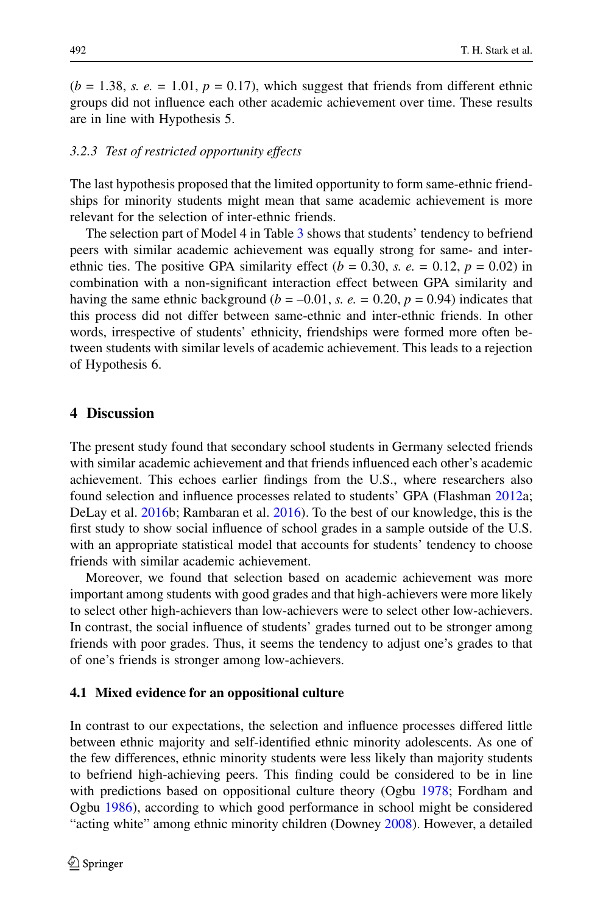($b = 1.38$, *s. e.* = 1.01, $p = 0.17$), which suggest that friends from different ethnic groups did not influence each other academic achievement over time. These results are in line with Hypothesis 5.

### *3.2.3 Test of restricted opportunity effects*

The last hypothesis proposed that the limited opportunity to form same-ethnic friendships for minority students might mean that same academic achievement is more relevant for the selection of inter-ethnic friends.

The selection part of Model 4 in Table 3 shows that students' tendency to befriend peers with similar academic achievement was equally strong for same- and inter-ethnic ties. The positive GPA similarity effect ($b = 0.30$, *s. e.* = 0.12, $p = 0.02$) in combination with a non-significant interaction effect between GPA similarity and having the same ethnic background ($b = -0.01$, *s. e.* = 0.20, $p = 0.94$) indicates that this process did not differ between same-ethnic and inter-ethnic friends. In other words, irrespective of students' ethnicity, friendships were formed more often between students with similar levels of academic achievement. This leads to a rejection of Hypothesis 6.

## 4 Discussion

The present study found that secondary school students in Germany selected friends with similar academic achievement and that friends influenced each other's academic achievement. This echoes earlier findings from the U.S., where researchers also found selection and influence processes related to students' GPA (Flashman 2012a; DeLay et al. 2016b; Rambaran et al. 2016). To the best of our knowledge, this is the first study to show social influence of school grades in a sample outside of the U.S. with an appropriate statistical model that accounts for students' tendency to choose friends with similar academic achievement.

Moreover, we found that selection based on academic achievement was more important among students with good grades and that high-achievers were more likely to select other high-achievers than low-achievers were to select other low-achievers. In contrast, the social influence of students' grades turned out to be stronger among friends with poor grades. Thus, it seems the tendency to adjust one's grades to that of one's friends is stronger among low-achievers.

### 4.1 Mixed evidence for an oppositional culture

In contrast to our expectations, the selection and influence processes differed little between ethnic majority and self-identified ethnic minority adolescents. As one of the few differences, ethnic minority students were less likely than majority students to befriend high-achieving peers. This finding could be considered to be in line with predictions based on oppositional culture theory (Ogbu 1978; Fordham and Ogbu 1986), according to which good performance in school might be considered "acting white" among ethnic minority children (Downey 2008). However, a detailed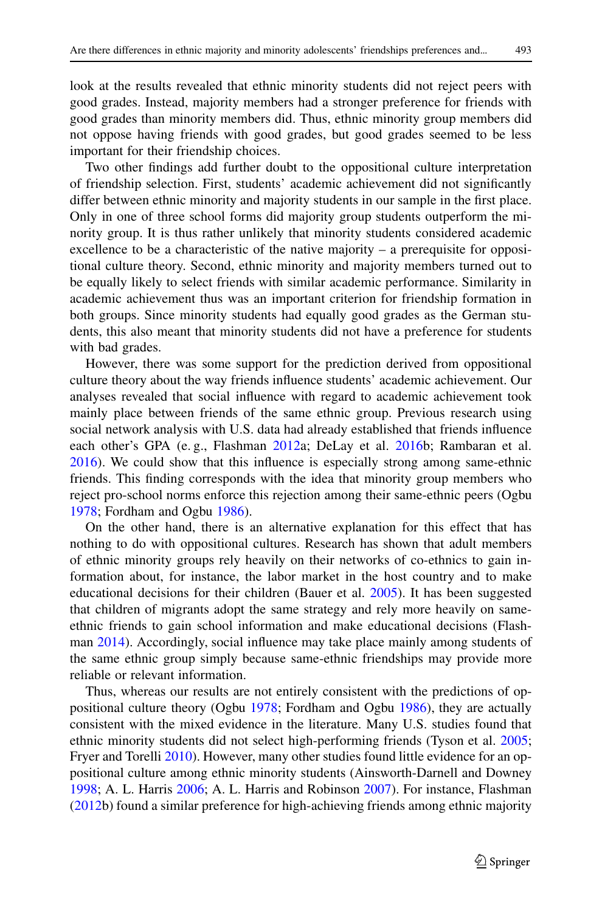look at the results revealed that ethnic minority students did not reject peers with good grades. Instead, majority members had a stronger preference for friends with good grades than minority members did. Thus, ethnic minority group members did not oppose having friends with good grades, but good grades seemed to be less important for their friendship choices.

Two other findings add further doubt to the oppositional culture interpretation of friendship selection. First, students' academic achievement did not significantly differ between ethnic minority and majority students in our sample in the first place. Only in one of three school forms did majority group students outperform the minority group. It is thus rather unlikely that minority students considered academic excellence to be a characteristic of the native majority – a prerequisite for oppositional culture theory. Second, ethnic minority and majority members turned out to be equally likely to select friends with similar academic performance. Similarity in academic achievement thus was an important criterion for friendship formation in both groups. Since minority students had equally good grades as the German students, this also meant that minority students did not have a preference for students with bad grades.

However, there was some support for the prediction derived from oppositional culture theory about the way friends influence students' academic achievement. Our analyses revealed that social influence with regard to academic achievement took mainly place between friends of the same ethnic group. Previous research using social network analysis with U.S. data had already established that friends influence each other's GPA (e.g., Flashman 2012a; DeLay et al. 2016b; Rambaran et al. 2016). We could show that this influence is especially strong among same-ethnic friends. This finding corresponds with the idea that minority group members who reject pro-school norms enforce this rejection among their same-ethnic peers (Ogbu 1978; Fordham and Ogbu 1986).

On the other hand, there is an alternative explanation for this effect that has nothing to do with oppositional cultures. Research has shown that adult members of ethnic minority groups rely heavily on their networks of co-ethnics to gain information about, for instance, the labor market in the host country and to make educational decisions for their children (Bauer et al. 2005). It has been suggested that children of migrants adopt the same strategy and rely more heavily on same-ethnic friends to gain school information and make educational decisions (Flashman 2014). Accordingly, social influence may take place mainly among students of the same ethnic group simply because same-ethnic friendships may provide more reliable or relevant information.

Thus, whereas our results are not entirely consistent with the predictions of oppositional culture theory (Ogbu 1978; Fordham and Ogbu 1986), they are actually consistent with the mixed evidence in the literature. Many U.S. studies found that ethnic minority students did not select high-performing friends (Tyson et al. 2005; Fryer and Torelli 2010). However, many other studies found little evidence for an oppositional culture among ethnic minority students (Ainsworth-Darnell and Downey 1998; A. L. Harris 2006; A. L. Harris and Robinson 2007). For instance, Flashman (2012b) found a similar preference for high-achieving friends among ethnic majority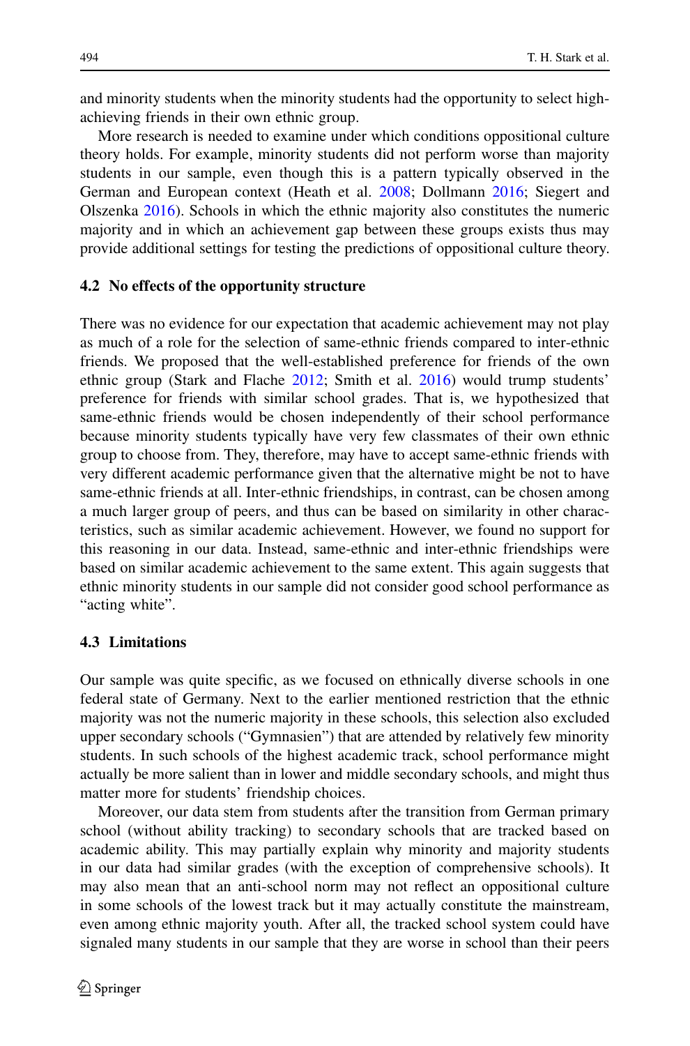and minority students when the minority students had the opportunity to select high-achieving friends in their own ethnic group.

More research is needed to examine under which conditions oppositional culture theory holds. For example, minority students did not perform worse than majority students in our sample, even though this is a pattern typically observed in the German and European context (Heath et al. 2008; Dollmann 2016; Siegert and Olszenka 2016). Schools in which the ethnic majority also constitutes the numeric majority and in which an achievement gap between these groups exists thus may provide additional settings for testing the predictions of oppositional culture theory.

### 4.2 No effects of the opportunity structure

There was no evidence for our expectation that academic achievement may not play as much of a role for the selection of same-ethnic friends compared to inter-ethnic friends. We proposed that the well-established preference for friends of the own ethnic group (Stark and Flache 2012; Smith et al. 2016) would trump students' preference for friends with similar school grades. That is, we hypothesized that same-ethnic friends would be chosen independently of their school performance because minority students typically have very few classmates of their own ethnic group to choose from. They, therefore, may have to accept same-ethnic friends with very different academic performance given that the alternative might be not to have same-ethnic friends at all. Inter-ethnic friendships, in contrast, can be chosen among a much larger group of peers, and thus can be based on similarity in other characteristics, such as similar academic achievement. However, we found no support for this reasoning in our data. Instead, same-ethnic and inter-ethnic friendships were based on similar academic achievement to the same extent. This again suggests that ethnic minority students in our sample did not consider good school performance as "acting white".

### 4.3 Limitations

Our sample was quite specific, as we focused on ethnically diverse schools in one federal state of Germany. Next to the earlier mentioned restriction that the ethnic majority was not the numeric majority in these schools, this selection also excluded upper secondary schools ("Gymnasien") that are attended by relatively few minority students. In such schools of the highest academic track, school performance might actually be more salient than in lower and middle secondary schools, and might thus matter more for students' friendship choices.

Moreover, our data stem from students after the transition from German primary school (without ability tracking) to secondary schools that are tracked based on academic ability. This may partially explain why minority and majority students in our data had similar grades (with the exception of comprehensive schools). It may also mean that an anti-school norm may not reflect an oppositional culture in some schools of the lowest track but it may actually constitute the mainstream, even among ethnic majority youth. After all, the tracked school system could have signaled many students in our sample that they are worse in school than their peers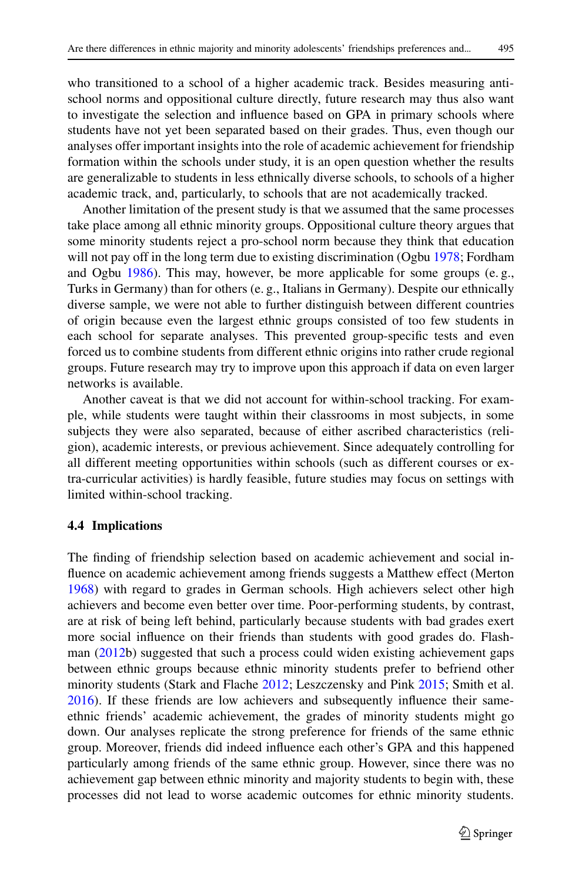who transitioned to a school of a higher academic track. Besides measuring anti-school norms and oppositional culture directly, future research may thus also want to investigate the selection and influence based on GPA in primary schools where students have not yet been separated based on their grades. Thus, even though our analyses offer important insights into the role of academic achievement for friendship formation within the schools under study, it is an open question whether the results are generalizable to students in less ethnically diverse schools, to schools of a higher academic track, and, particularly, to schools that are not academically tracked.

Another limitation of the present study is that we assumed that the same processes take place among all ethnic minority groups. Oppositional culture theory argues that some minority students reject a pro-school norm because they think that education will not pay off in the long term due to existing discrimination (Ogbu 1978; Fordham and Ogbu 1986). This may, however, be more applicable for some groups (e. g., Turks in Germany) than for others (e. g., Italians in Germany). Despite our ethnically diverse sample, we were not able to further distinguish between different countries of origin because even the largest ethnic groups consisted of too few students in each school for separate analyses. This prevented group-specific tests and even forced us to combine students from different ethnic origins into rather crude regional groups. Future research may try to improve upon this approach if data on even larger networks is available.

Another caveat is that we did not account for within-school tracking. For example, while students were taught within their classrooms in most subjects, in some subjects they were also separated, because of either ascribed characteristics (religion), academic interests, or previous achievement. Since adequately controlling for all different meeting opportunities within schools (such as different courses or extra-curricular activities) is hardly feasible, future studies may focus on settings with limited within-school tracking.

### 4.4 Implications

The finding of friendship selection based on academic achievement and social influence on academic achievement among friends suggests a Matthew effect (Merton 1968) with regard to grades in German schools. High achievers select other high achievers and become even better over time. Poor-performing students, by contrast, are at risk of being left behind, particularly because students with bad grades exert more social influence on their friends than students with good grades do. Flashman (2012b) suggested that such a process could widen existing achievement gaps between ethnic groups because ethnic minority students prefer to befriend other minority students (Stark and Flache 2012; Leszczensky and Pink 2015; Smith et al. 2016). If these friends are low achievers and subsequently influence their same-ethnic friends' academic achievement, the grades of minority students might go down. Our analyses replicate the strong preference for friends of the same ethnic group. Moreover, friends did indeed influence each other's GPA and this happened particularly among friends of the same ethnic group. However, since there was no achievement gap between ethnic minority and majority students to begin with, these processes did not lead to worse academic outcomes for ethnic minority students.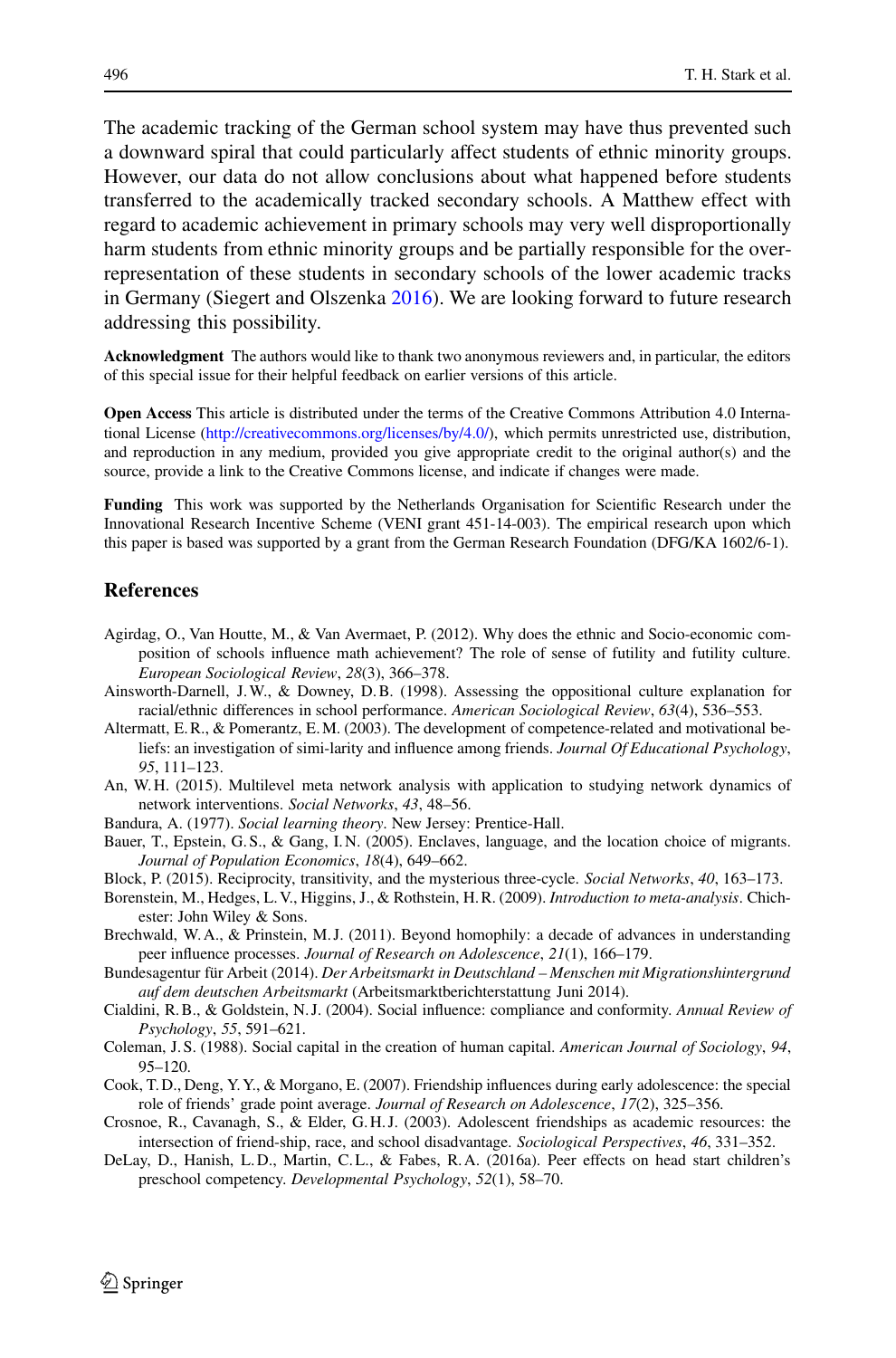The academic tracking of the German school system may have thus prevented such a downward spiral that could particularly affect students of ethnic minority groups. However, our data do not allow conclusions about what happened before students transferred to the academically tracked secondary schools. A Matthew effect with regard to academic achievement in primary schools may very well disproportionally harm students from ethnic minority groups and be partially responsible for the overrepresentation of these students in secondary schools of the lower academic tracks in Germany (Siegert and Olszenka 2016). We are looking forward to future research addressing this possibility.

**Acknowledgment** The authors would like to thank two anonymous reviewers and, in particular, the editors of this special issue for their helpful feedback on earlier versions of this article.

**Open Access** This article is distributed under the terms of the Creative Commons Attribution 4.0 International License (http://creativecommons.org/licenses/by/4.0/), which permits unrestricted use, distribution, and reproduction in any medium, provided you give appropriate credit to the original author(s) and the source, provide a link to the Creative Commons license, and indicate if changes were made.

**Funding** This work was supported by the Netherlands Organisation for Scientific Research under the Innovational Research Incentive Scheme (VENI grant 451-14-003). The empirical research upon which this paper is based was supported by a grant from the German Research Foundation (DFG/KA 1602/6-1).

## References

Agirdag, O., Van Houtte, M., & Van Avermaet, P. (2012). Why does the ethnic and Socio-economic composition of schools influence math achievement? The role of sense of futility and futility culture. *European Sociological Review*, *28*(3), 366–378.

Ainsworth-Darnell, J. W., & Downey, D. B. (1998). Assessing the oppositional culture explanation for racial/ethnic differences in school performance. *American Sociological Review*, *63*(4), 536–553.

Altermatt, E. R., & Pomerantz, E. M. (2003). The development of competence-related and motivational beliefs: an investigation of simi-larity and influence among friends. *Journal Of Educational Psychology*, *95*, 111–123.

An, W. H. (2015). Multilevel meta network analysis with application to studying network dynamics of network interventions. *Social Networks*, *43*, 48–56.

Bandura, A. (1977). *Social learning theory*. New Jersey: Prentice-Hall.

Bauer, T., Epstein, G. S., & Gang, I. N. (2005). Enclaves, language, and the location choice of migrants. *Journal of Population Economics*, *18*(4), 649–662.

Block, P. (2015). Reciprocity, transitivity, and the mysterious three-cycle. *Social Networks*, *40*, 163–173.

Borenstein, M., Hedges, L. V., Higgins, J., & Rothstein, H. R. (2009). *Introduction to meta-analysis*. Chichester: John Wiley & Sons.

Brechwald, W. A., & Prinstein, M. J. (2011). Beyond homophily: a decade of advances in understanding peer influence processes. *Journal of Research on Adolescence*, *21*(1), 166–179.

Bundesagentur für Arbeit (2014). *Der Arbeitsmarkt in Deutschland – Menschen mit Migrationshintergrund auf dem deutschen Arbeitsmarkt* (Arbeitsmarktberichterstattung Juni 2014).

Cialdini, R. B., & Goldstein, N. J. (2004). Social influence: compliance and conformity. *Annual Review of Psychology*, *55*, 591–621.

Coleman, J. S. (1988). Social capital in the creation of human capital. *American Journal of Sociology*, *94*, 95–120.

Cook, T. D., Deng, Y. Y., & Morgano, E. (2007). Friendship influences during early adolescence: the special role of friends' grade point average. *Journal of Research on Adolescence*, *17*(2), 325–356.

Crosnoe, R., Cavanagh, S., & Elder, G. H. J. (2003). Adolescent friendships as academic resources: the intersection of friend-ship, race, and school disadvantage. *Sociological Perspectives*, *46*, 331–352.

DeLay, D., Hanish, L. D., Martin, C. L., & Fabes, R. A. (2016a). Peer effects on head start children's preschool competency. *Developmental Psychology*, *52*(1), 58–70.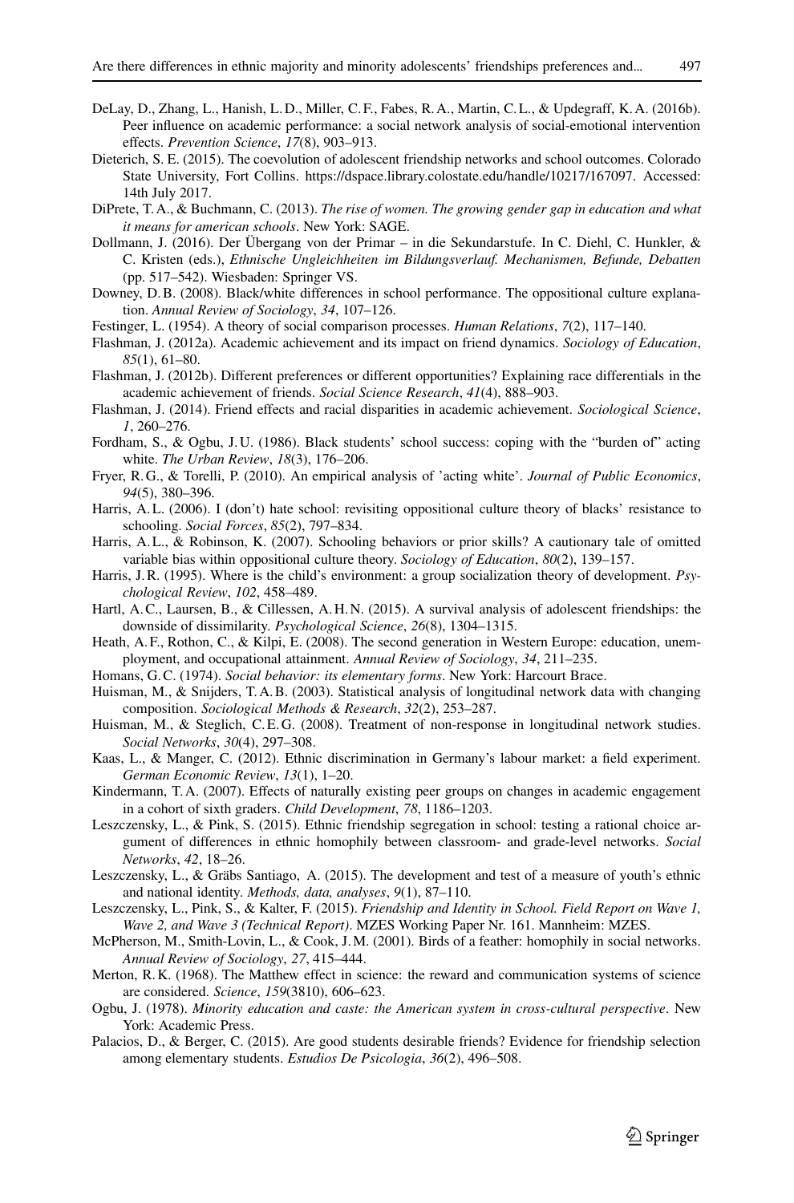DeLay, D., Zhang, L., Hanish, L. D., Miller, C. F., Fabes, R. A., Martin, C. L., & Updegraff, K. A. (2016b). Peer influence on academic performance: a social network analysis of social-emotional intervention effects. *Prevention Science*, *17*(8), 903–913.

Dieterich, S. E. (2015). The coevolution of adolescent friendship networks and school outcomes. Colorado State University, Fort Collins. https://dspace.library.colostate.edu/handle/10217/167097. Accessed: 14th July 2017.

DiPrete, T. A., & Buchmann, C. (2013). *The rise of women. The growing gender gap in education and what it means for american schools*. New York: SAGE.

Dollmann, J. (2016). Der Übergang von der Primar – in die Sekundarstufe. In C. Diehl, C. Hunkler, & C. Kristen (eds.), *Ethnische Ungleichheiten im Bildungsverlauf. Mechanismen, Befunde, Debatten* (pp. 517–542). Wiesbaden: Springer VS.

Downey, D. B. (2008). Black/white differences in school performance. The oppositional culture explanation. *Annual Review of Sociology*, *34*, 107–126.

Festinger, L. (1954). A theory of social comparison processes. *Human Relations*, *7*(2), 117–140.

Flashman, J. (2012a). Academic achievement and its impact on friend dynamics. *Sociology of Education*, *85*(1), 61–80.

Flashman, J. (2012b). Different preferences or different opportunities? Explaining race differentials in the academic achievement of friends. *Social Science Research*, *41*(4), 888–903.

Flashman, J. (2014). Friend effects and racial disparities in academic achievement. *Sociological Science*, *1*, 260–276.

Fordham, S., & Ogbu, J. U. (1986). Black students' school success: coping with the "burden of" acting white. *The Urban Review*, *18*(3), 176–206.

Fryer, R. G., & Torelli, P. (2010). An empirical analysis of 'acting white'. *Journal of Public Economics*, *94*(5), 380–396.

Harris, A. L. (2006). I (don't) hate school: revisiting oppositional culture theory of blacks' resistance to schooling. *Social Forces*, *85*(2), 797–834.

Harris, A. L., & Robinson, K. (2007). Schooling behaviors or prior skills? A cautionary tale of omitted variable bias within oppositional culture theory. *Sociology of Education*, *80*(2), 139–157.

Harris, J. R. (1995). Where is the child's environment: a group socialization theory of development. *Psychological Review*, *102*, 458–489.

Hartl, A. C., Laursen, B., & Cillessen, A. H. N. (2015). A survival analysis of adolescent friendships: the downside of dissimilarity. *Psychological Science*, *26*(8), 1304–1315.

Heath, A. F., Rothon, C., & Kilpi, E. (2008). The second generation in Western Europe: education, unemployment, and occupational attainment. *Annual Review of Sociology*, *34*, 211–235.

Homans, G. C. (1974). *Social behavior: its elementary forms*. New York: Harcourt Brace.

Huisman, M., & Snijders, T. A. B. (2003). Statistical analysis of longitudinal network data with changing composition. *Sociological Methods & Research*, *32*(2), 253–287.

Huisman, M., & Steglich, C. E. G. (2008). Treatment of non-response in longitudinal network studies. *Social Networks*, *30*(4), 297–308.

Kaas, L., & Manger, C. (2012). Ethnic discrimination in Germany's labour market: a field experiment. *German Economic Review*, *13*(1), 1–20.

Kindermann, T. A. (2007). Effects of naturally existing peer groups on changes in academic engagement in a cohort of sixth graders. *Child Development*, *78*, 1186–1203.

Leszczensky, L., & Pink, S. (2015). Ethnic friendship segregation in school: testing a rational choice argument of differences in ethnic homophily between classroom- and grade-level networks. *Social Networks*, *42*, 18–26.

Leszczensky, L., & Gräbs Santiago, A. (2015). The development and test of a measure of youth's ethnic and national identity. *Methods, data, analyses*, *9*(1), 87–110.

Leszczensky, L., Pink, S., & Kalter, F. (2015). *Friendship and Identity in School. Field Report on Wave 1, Wave 2, and Wave 3 (Technical Report)*. MZES Working Paper Nr. 161. Mannheim: MZES.

McPherson, M., Smith-Lovin, L., & Cook, J. M. (2001). Birds of a feather: homophily in social networks. *Annual Review of Sociology*, *27*, 415–444.

Merton, R. K. (1968). The Matthew effect in science: the reward and communication systems of science are considered. *Science*, *159*(3810), 606–623.

Ogbu, J. (1978). *Minority education and caste: the American system in cross-cultural perspective*. New York: Academic Press.

Palacios, D., & Berger, C. (2015). Are good students desirable friends? Evidence for friendship selection among elementary students. *Estudios De Psicologia*, *36*(2), 496–508.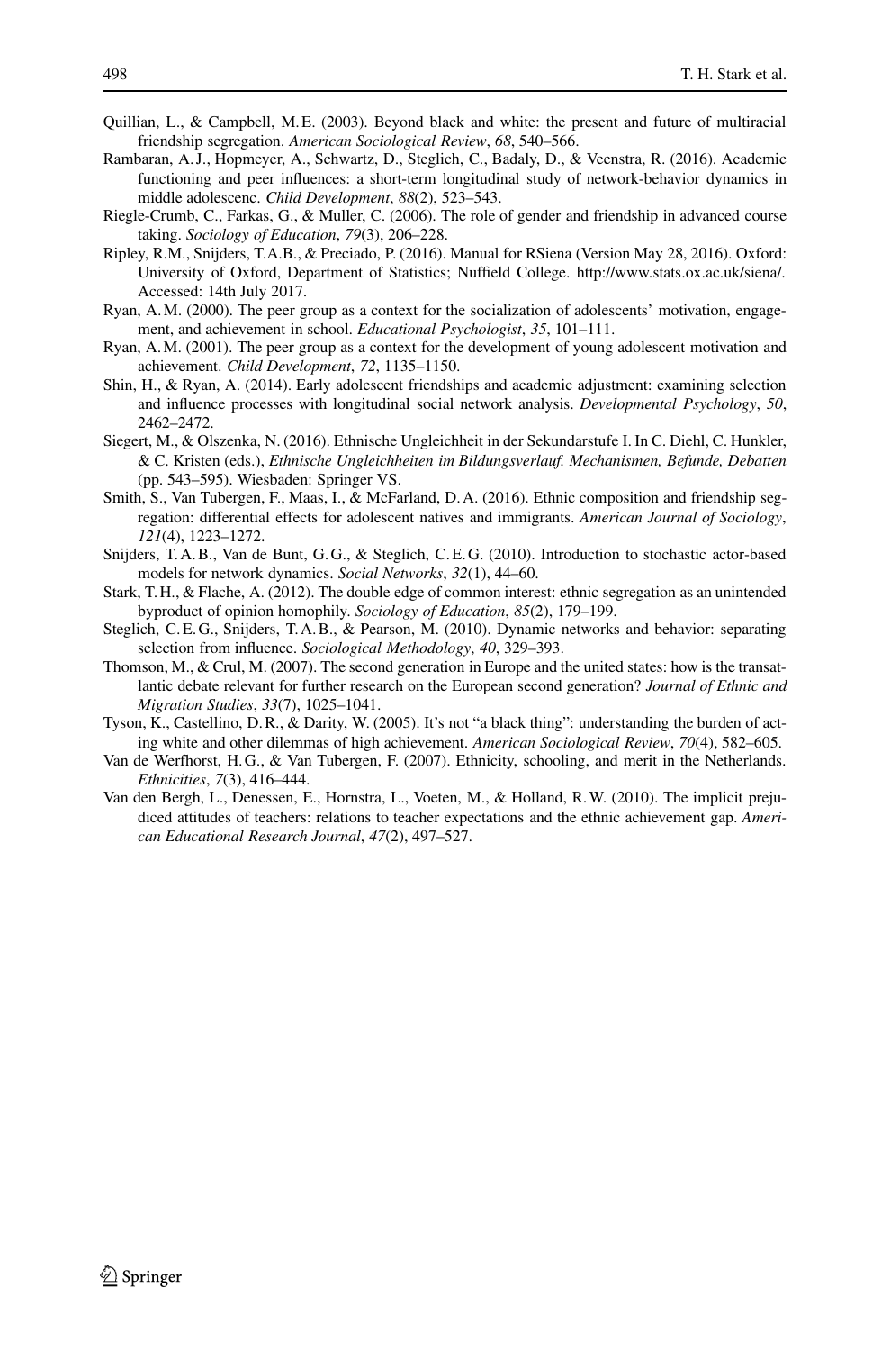Quillian, L., & Campbell, M.E. (2003). Beyond black and white: the present and future of multiracial friendship segregation. *American Sociological Review*, *68*, 540–566.

Rambaran, A.J., Hopmeyer, A., Schwartz, D., Steglich, C., Badaly, D., & Veenstra, R. (2016). Academic functioning and peer influences: a short-term longitudinal study of network-behavior dynamics in middle adolescenc. *Child Development*, *88*(2), 523–543.

Riegle-Crumb, C., Farkas, G., & Muller, C. (2006). The role of gender and friendship in advanced course taking. *Sociology of Education*, *79*(3), 206–228.

Ripley, R.M., Snijders, T.A.B., & Preciado, P. (2016). Manual for RSiena (Version May 28, 2016). Oxford: University of Oxford, Department of Statistics; Nuffield College. http://www.stats.ox.ac.uk/siena/. Accessed: 14th July 2017.

Ryan, A.M. (2000). The peer group as a context for the socialization of adolescents' motivation, engagement, and achievement in school. *Educational Psychologist*, *35*, 101–111.

Ryan, A.M. (2001). The peer group as a context for the development of young adolescent motivation and achievement. *Child Development*, *72*, 1135–1150.

Shin, H., & Ryan, A. (2014). Early adolescent friendships and academic adjustment: examining selection and influence processes with longitudinal social network analysis. *Developmental Psychology*, *50*, 2462–2472.

Siegert, M., & Olszenka, N. (2016). Ethnische Ungleichheit in der Sekundarstufe I. In C. Diehl, C. Hunkler, & C. Kristen (eds.), *Ethnische Ungleichheiten im Bildungsverlauf. Mechanismen, Befunde, Debatten* (pp. 543–595). Wiesbaden: Springer VS.

Smith, S., Van Tubergen, F., Maas, I., & McFarland, D.A. (2016). Ethnic composition and friendship segregation: differential effects for adolescent natives and immigrants. *American Journal of Sociology*, *121*(4), 1223–1272.

Snijders, T.A.B., Van de Bunt, G.G., & Steglich, C.E.G. (2010). Introduction to stochastic actor-based models for network dynamics. *Social Networks*, *32*(1), 44–60.

Stark, T.H., & Flache, A. (2012). The double edge of common interest: ethnic segregation as an unintended byproduct of opinion homophily. *Sociology of Education*, *85*(2), 179–199.

Steglich, C.E.G., Snijders, T.A.B., & Pearson, M. (2010). Dynamic networks and behavior: separating selection from influence. *Sociological Methodology*, *40*, 329–393.

Thomson, M., & Crul, M. (2007). The second generation in Europe and the united states: how is the transatlantic debate relevant for further research on the European second generation? *Journal of Ethnic and Migration Studies*, *33*(7), 1025–1041.

Tyson, K., Castellino, D.R., & Darity, W. (2005). It's not "a black thing": understanding the burden of acting white and other dilemmas of high achievement. *American Sociological Review*, *70*(4), 582–605.

Van de Werfhorst, H.G., & Van Tubergen, F. (2007). Ethnicity, schooling, and merit in the Netherlands. *Ethnicities*, *7*(3), 416–444.

Van den Bergh, L., Denessen, E., Hornstra, L., Voeten, M., & Holland, R.W. (2010). The implicit prejudiced attitudes of teachers: relations to teacher expectations and the ethnic achievement gap. *American Educational Research Journal*, *47*(2), 497–527.